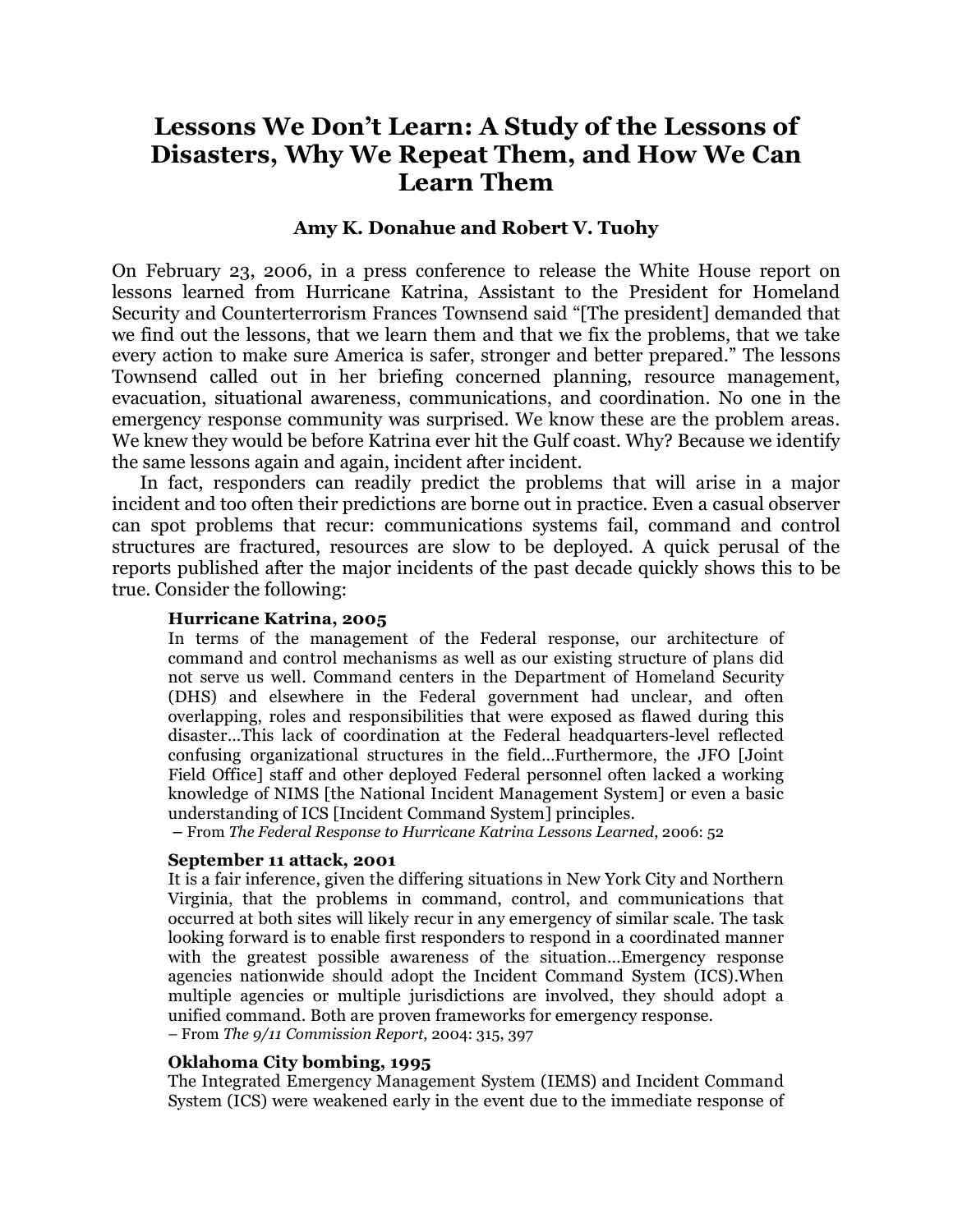# Lessons We Don't Learn: A Study of the Lessons of Disasters, Why We Repeat Them, and How We Can Learn Them

**Amy K. Donahue and Robert V. Tuohy**

On February 23, 2006, in a press conference to release the White House report on lessons learned from Hurricane Katrina, Assistant to the President for Homeland Security and Counterterrorism Frances Townsend said "[The president] demanded that we find out the lessons, that we learn them and that we fix the problems, that we take every action to make sure America is safer, stronger and better prepared." The lessons Townsend called out in her briefing concerned planning, resource management, evacuation, situational awareness, communications, and coordination. No one in the emergency response community was surprised. We know these are the problem areas. We knew they would be before Katrina ever hit the Gulf coast. Why? Because we identify the same lessons again and again, incident after incident.

In fact, responders can readily predict the problems that will arise in a major incident and too often their predictions are borne out in practice. Even a casual observer can spot problems that recur: communications systems fail, command and control structures are fractured, resources are slow to be deployed. A quick perusal of the reports published after the major incidents of the past decade quickly shows this to be true. Consider the following:

> **Hurricane Katrina, 2005**
>
> In terms of the management of the Federal response, our architecture of command and control mechanisms as well as our existing structure of plans did not serve us well. Command centers in the Department of Homeland Security (DHS) and elsewhere in the Federal government had unclear, and often overlapping, roles and responsibilities that were exposed as flawed during this disaster…This lack of coordination at the Federal headquarters-level reflected confusing organizational structures in the field…Furthermore, the JFO [Joint Field Office] staff and other deployed Federal personnel often lacked a working knowledge of NIMS [the National Incident Management System] or even a basic understanding of ICS [Incident Command System] principles.
>
> – From *The Federal Response to Hurricane Katrina Lessons Learned*, 2006: 52

> **September 11 attack, 2001**
>
> It is a fair inference, given the differing situations in New York City and Northern Virginia, that the problems in command, control, and communications that occurred at both sites will likely recur in any emergency of similar scale. The task looking forward is to enable first responders to respond in a coordinated manner with the greatest possible awareness of the situation…Emergency response agencies nationwide should adopt the Incident Command System (ICS).When multiple agencies or multiple jurisdictions are involved, they should adopt a unified command. Both are proven frameworks for emergency response.
>
> – From *The 9/11 Commission Report*, 2004: 315, 397

> **Oklahoma City bombing, 1995**
>
> The Integrated Emergency Management System (IEMS) and Incident Command System (ICS) were weakened early in the event due to the immediate response of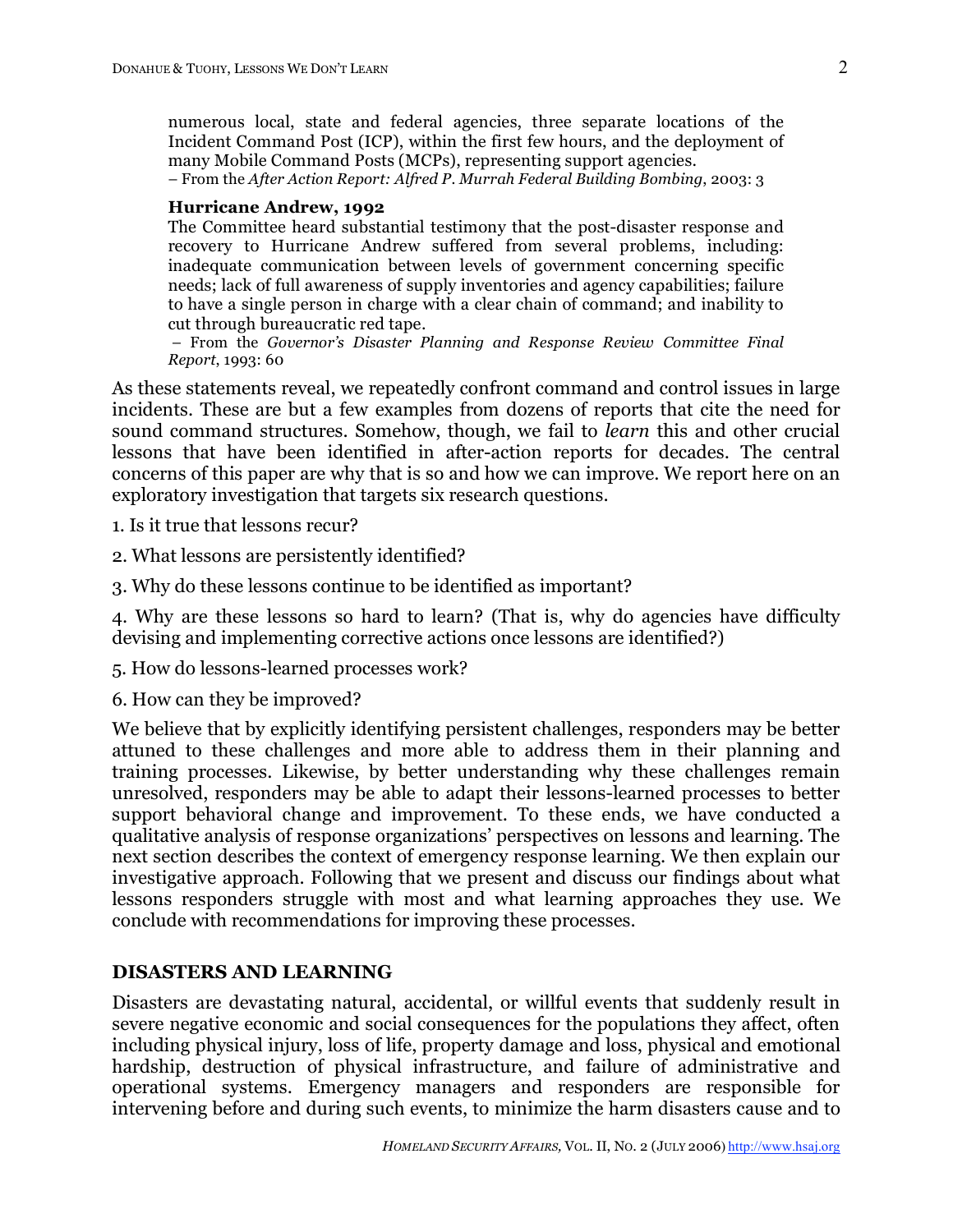numerous local, state and federal agencies, three separate locations of the Incident Command Post (ICP), within the first few hours, and the deployment of many Mobile Command Posts (MCPs), representing support agencies.

– From the *After Action Report: Alfred P. Murrah Federal Building Bombing*, 2003: 3

**Hurricane Andrew, 1992**

The Committee heard substantial testimony that the post-disaster response and recovery to Hurricane Andrew suffered from several problems, including: inadequate communication between levels of government concerning specific needs; lack of full awareness of supply inventories and agency capabilities; failure to have a single person in charge with a clear chain of command; and inability to cut through bureaucratic red tape.

– From the *Governor's Disaster Planning and Response Review Committee Final Report*, 1993: 60

As these statements reveal, we repeatedly confront command and control issues in large incidents. These are but a few examples from dozens of reports that cite the need for sound command structures. Somehow, though, we fail to *learn* this and other crucial lessons that have been identified in after-action reports for decades. The central concerns of this paper are why that is so and how we can improve. We report here on an exploratory investigation that targets six research questions.

1. Is it true that lessons recur?

2. What lessons are persistently identified?

3. Why do these lessons continue to be identified as important?

4. Why are these lessons so hard to learn? (That is, why do agencies have difficulty devising and implementing corrective actions once lessons are identified?)

5. How do lessons-learned processes work?

6. How can they be improved?

We believe that by explicitly identifying persistent challenges, responders may be better attuned to these challenges and more able to address them in their planning and training processes. Likewise, by better understanding why these challenges remain unresolved, responders may be able to adapt their lessons-learned processes to better support behavioral change and improvement. To these ends, we have conducted a qualitative analysis of response organizations' perspectives on lessons and learning. The next section describes the context of emergency response learning. We then explain our investigative approach. Following that we present and discuss our findings about what lessons responders struggle with most and what learning approaches they use. We conclude with recommendations for improving these processes.

## DISASTERS AND LEARNING

Disasters are devastating natural, accidental, or willful events that suddenly result in severe negative economic and social consequences for the populations they affect, often including physical injury, loss of life, property damage and loss, physical and emotional hardship, destruction of physical infrastructure, and failure of administrative and operational systems. Emergency managers and responders are responsible for intervening before and during such events, to minimize the harm disasters cause and to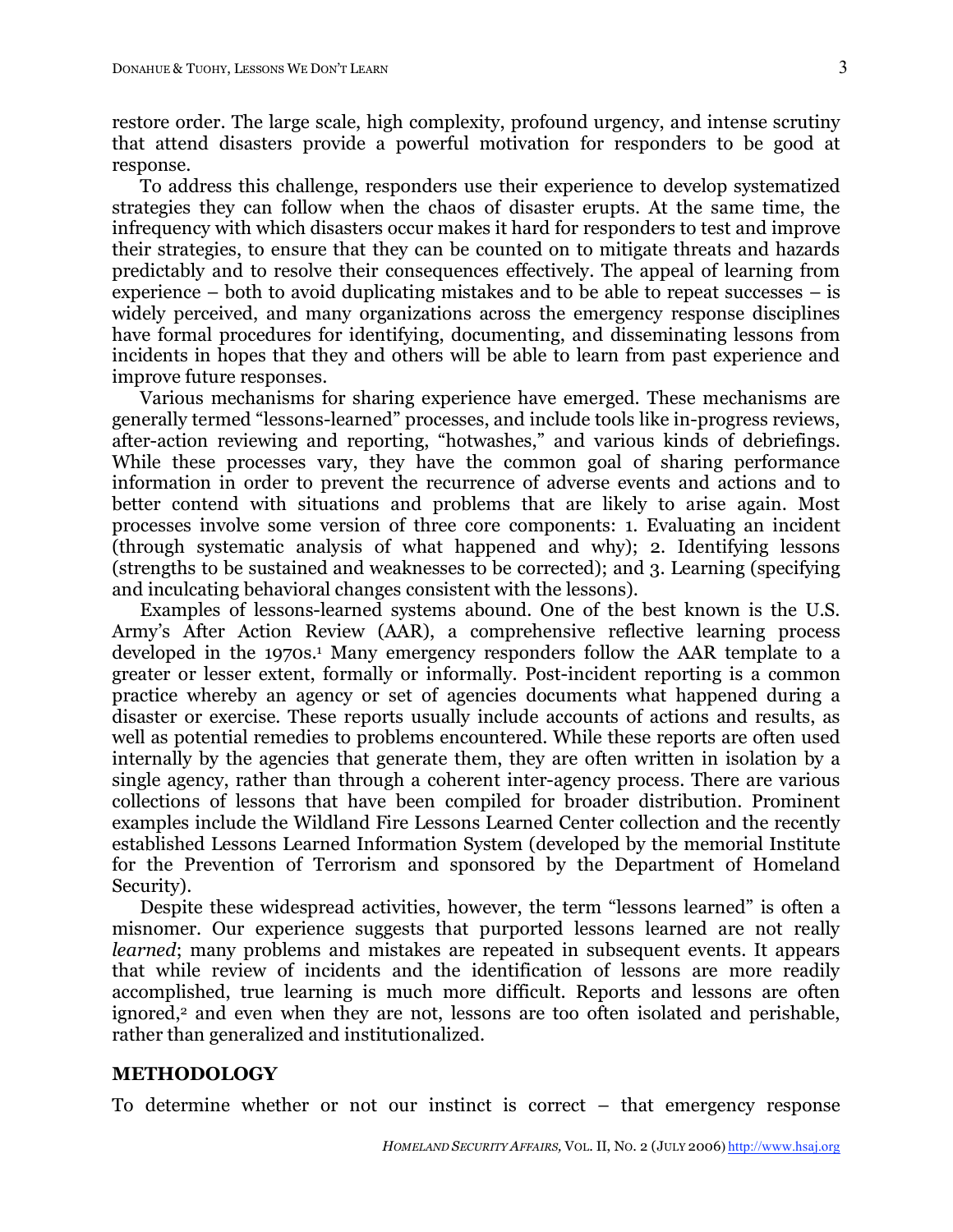restore order. The large scale, high complexity, profound urgency, and intense scrutiny that attend disasters provide a powerful motivation for responders to be good at response.

To address this challenge, responders use their experience to develop systematized strategies they can follow when the chaos of disaster erupts. At the same time, the infrequency with which disasters occur makes it hard for responders to test and improve their strategies, to ensure that they can be counted on to mitigate threats and hazards predictably and to resolve their consequences effectively. The appeal of learning from experience – both to avoid duplicating mistakes and to be able to repeat successes – is widely perceived, and many organizations across the emergency response disciplines have formal procedures for identifying, documenting, and disseminating lessons from incidents in hopes that they and others will be able to learn from past experience and improve future responses.

Various mechanisms for sharing experience have emerged. These mechanisms are generally termed "lessons-learned" processes, and include tools like in-progress reviews, after-action reviewing and reporting, "hotwashes," and various kinds of debriefings. While these processes vary, they have the common goal of sharing performance information in order to prevent the recurrence of adverse events and actions and to better contend with situations and problems that are likely to arise again. Most processes involve some version of three core components: 1. Evaluating an incident (through systematic analysis of what happened and why); 2. Identifying lessons (strengths to be sustained and weaknesses to be corrected); and 3. Learning (specifying and inculcating behavioral changes consistent with the lessons).

Examples of lessons-learned systems abound. One of the best known is the U.S. Army's After Action Review (AAR), a comprehensive reflective learning process developed in the 1970s.[1] Many emergency responders follow the AAR template to a greater or lesser extent, formally or informally. Post-incident reporting is a common practice whereby an agency or set of agencies documents what happened during a disaster or exercise. These reports usually include accounts of actions and results, as well as potential remedies to problems encountered. While these reports are often used internally by the agencies that generate them, they are often written in isolation by a single agency, rather than through a coherent inter-agency process. There are various collections of lessons that have been compiled for broader distribution. Prominent examples include the Wildland Fire Lessons Learned Center collection and the recently established Lessons Learned Information System (developed by the memorial Institute for the Prevention of Terrorism and sponsored by the Department of Homeland Security).

Despite these widespread activities, however, the term "lessons learned" is often a misnomer. Our experience suggests that purported lessons learned are not really *learned*; many problems and mistakes are repeated in subsequent events. It appears that while review of incidents and the identification of lessons are more readily accomplished, true learning is much more difficult. Reports and lessons are often ignored,[2] and even when they are not, lessons are too often isolated and perishable, rather than generalized and institutionalized.

## METHODOLOGY

To determine whether or not our instinct is correct – that emergency response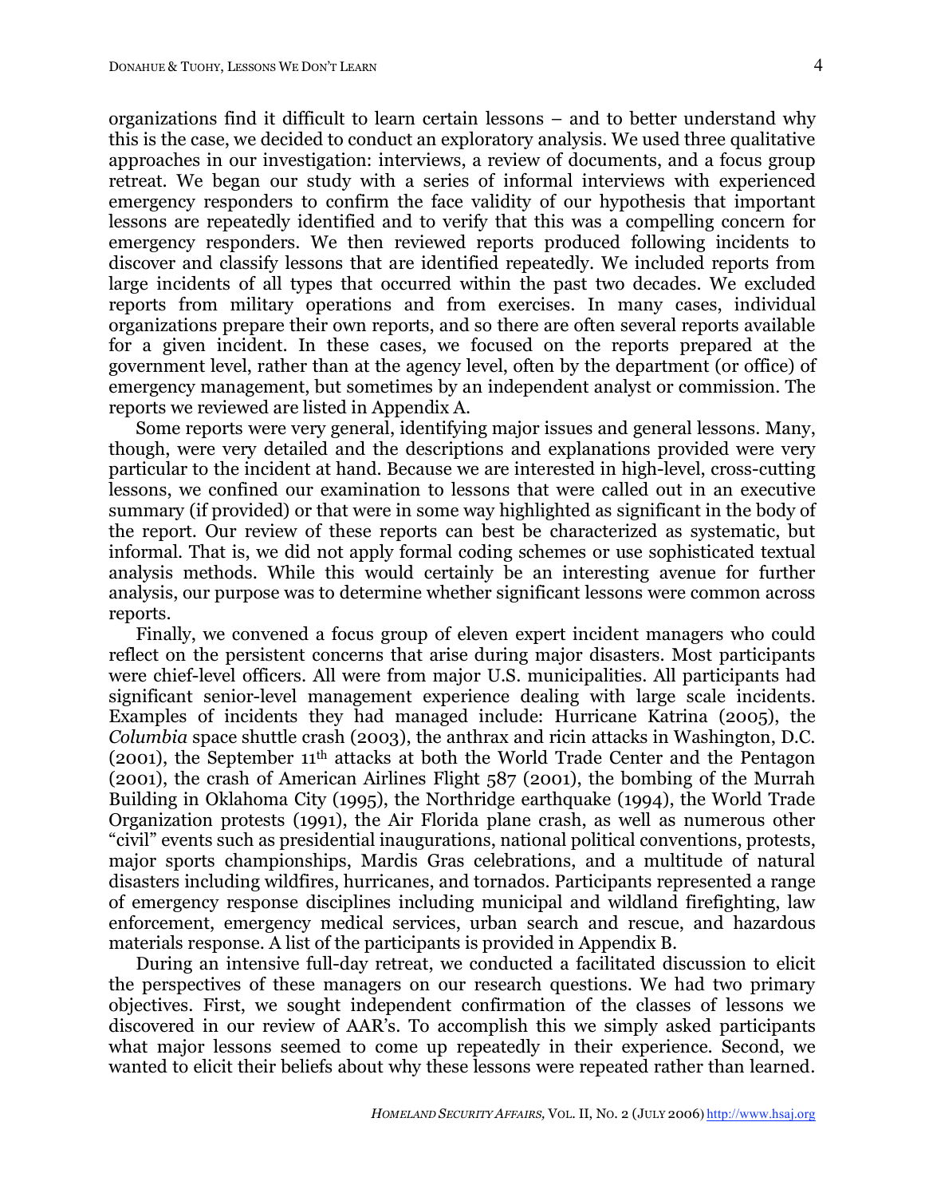organizations find it difficult to learn certain lessons – and to better understand why this is the case, we decided to conduct an exploratory analysis. We used three qualitative approaches in our investigation: interviews, a review of documents, and a focus group retreat. We began our study with a series of informal interviews with experienced emergency responders to confirm the face validity of our hypothesis that important lessons are repeatedly identified and to verify that this was a compelling concern for emergency responders. We then reviewed reports produced following incidents to discover and classify lessons that are identified repeatedly. We included reports from large incidents of all types that occurred within the past two decades. We excluded reports from military operations and from exercises. In many cases, individual organizations prepare their own reports, and so there are often several reports available for a given incident. In these cases, we focused on the reports prepared at the government level, rather than at the agency level, often by the department (or office) of emergency management, but sometimes by an independent analyst or commission. The reports we reviewed are listed in Appendix A.

Some reports were very general, identifying major issues and general lessons. Many, though, were very detailed and the descriptions and explanations provided were very particular to the incident at hand. Because we are interested in high-level, cross-cutting lessons, we confined our examination to lessons that were called out in an executive summary (if provided) or that were in some way highlighted as significant in the body of the report. Our review of these reports can best be characterized as systematic, but informal. That is, we did not apply formal coding schemes or use sophisticated textual analysis methods. While this would certainly be an interesting avenue for further analysis, our purpose was to determine whether significant lessons were common across reports.

Finally, we convened a focus group of eleven expert incident managers who could reflect on the persistent concerns that arise during major disasters. Most participants were chief-level officers. All were from major U.S. municipalities. All participants had significant senior-level management experience dealing with large scale incidents. Examples of incidents they had managed include: Hurricane Katrina (2005), the *Columbia* space shuttle crash (2003), the anthrax and ricin attacks in Washington, D.C. (2001), the September 11th attacks at both the World Trade Center and the Pentagon (2001), the crash of American Airlines Flight 587 (2001), the bombing of the Murrah Building in Oklahoma City (1995), the Northridge earthquake (1994), the World Trade Organization protests (1991), the Air Florida plane crash, as well as numerous other "civil" events such as presidential inaugurations, national political conventions, protests, major sports championships, Mardis Gras celebrations, and a multitude of natural disasters including wildfires, hurricanes, and tornados. Participants represented a range of emergency response disciplines including municipal and wildland firefighting, law enforcement, emergency medical services, urban search and rescue, and hazardous materials response. A list of the participants is provided in Appendix B.

During an intensive full-day retreat, we conducted a facilitated discussion to elicit the perspectives of these managers on our research questions. We had two primary objectives. First, we sought independent confirmation of the classes of lessons we discovered in our review of AAR's. To accomplish this we simply asked participants what major lessons seemed to come up repeatedly in their experience. Second, we wanted to elicit their beliefs about why these lessons were repeated rather than learned.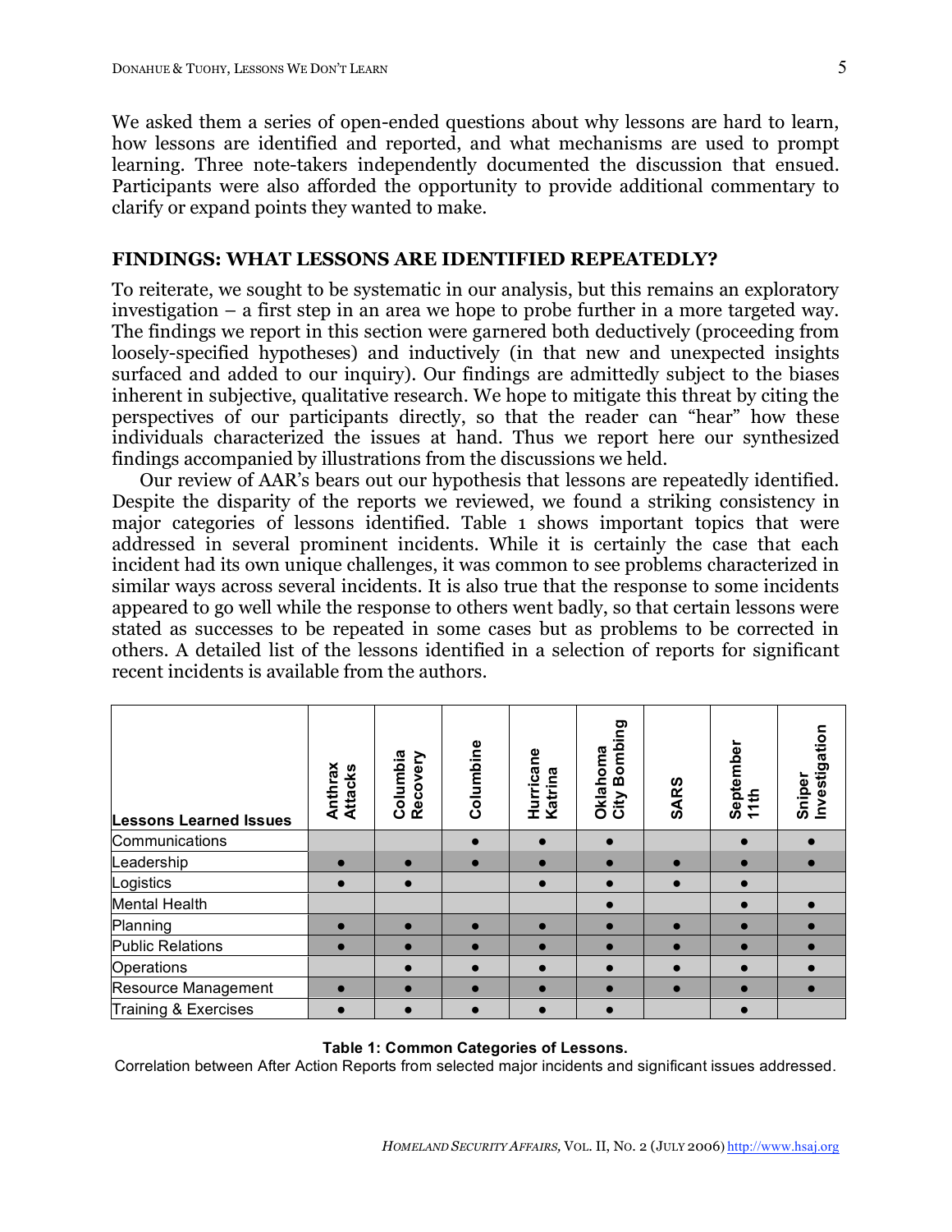We asked them a series of open-ended questions about why lessons are hard to learn, how lessons are identified and reported, and what mechanisms are used to prompt learning. Three note-takers independently documented the discussion that ensued. Participants were also afforded the opportunity to provide additional commentary to clarify or expand points they wanted to make.

## FINDINGS: WHAT LESSONS ARE IDENTIFIED REPEATEDLY?

To reiterate, we sought to be systematic in our analysis, but this remains an exploratory investigation – a first step in an area we hope to probe further in a more targeted way. The findings we report in this section were garnered both deductively (proceeding from loosely-specified hypotheses) and inductively (in that new and unexpected insights surfaced and added to our inquiry). Our findings are admittedly subject to the biases inherent in subjective, qualitative research. We hope to mitigate this threat by citing the perspectives of our participants directly, so that the reader can "hear" how these individuals characterized the issues at hand. Thus we report here our synthesized findings accompanied by illustrations from the discussions we held.

Our review of AAR's bears out our hypothesis that lessons are repeatedly identified. Despite the disparity of the reports we reviewed, we found a striking consistency in major categories of lessons identified. Table 1 shows important topics that were addressed in several prominent incidents. While it is certainly the case that each incident had its own unique challenges, it was common to see problems characterized in similar ways across several incidents. It is also true that the response to some incidents appeared to go well while the response to others went badly, so that certain lessons were stated as successes to be repeated in some cases but as problems to be corrected in others. A detailed list of the lessons identified in a selection of reports for significant recent incidents is available from the authors.

| Lessons Learned Issues | Anthrax Attacks | Columbia Recovery | Columbine | Hurricane Katrina | Oklahoma City Bombing | SARS | September 11th | Sniper Investigation |
|---|---|---|---|---|---|---|---|---|
| Communications | | | ● | ● | ● | | ● | ● |
| Leadership | ● | ● | ● | ● | ● | ● | ● | ● |
| Logistics | ● | ● | | ● | ● | ● | ● | |
| Mental Health | | | | | ● | | ● | ● |
| Planning | ● | ● | ● | ● | ● | ● | ● | ● |
| Public Relations | ● | ● | ● | ● | ● | ● | ● | ● |
| Operations | | ● | ● | ● | ● | ● | ● | ● |
| Resource Management | ● | ● | ● | ● | ● | ● | ● | ● |
| Training & Exercises | ● | ● | ● | ● | ● | | ● | |

**Table 1: Common Categories of Lessons.**
Correlation between After Action Reports from selected major incidents and significant issues addressed.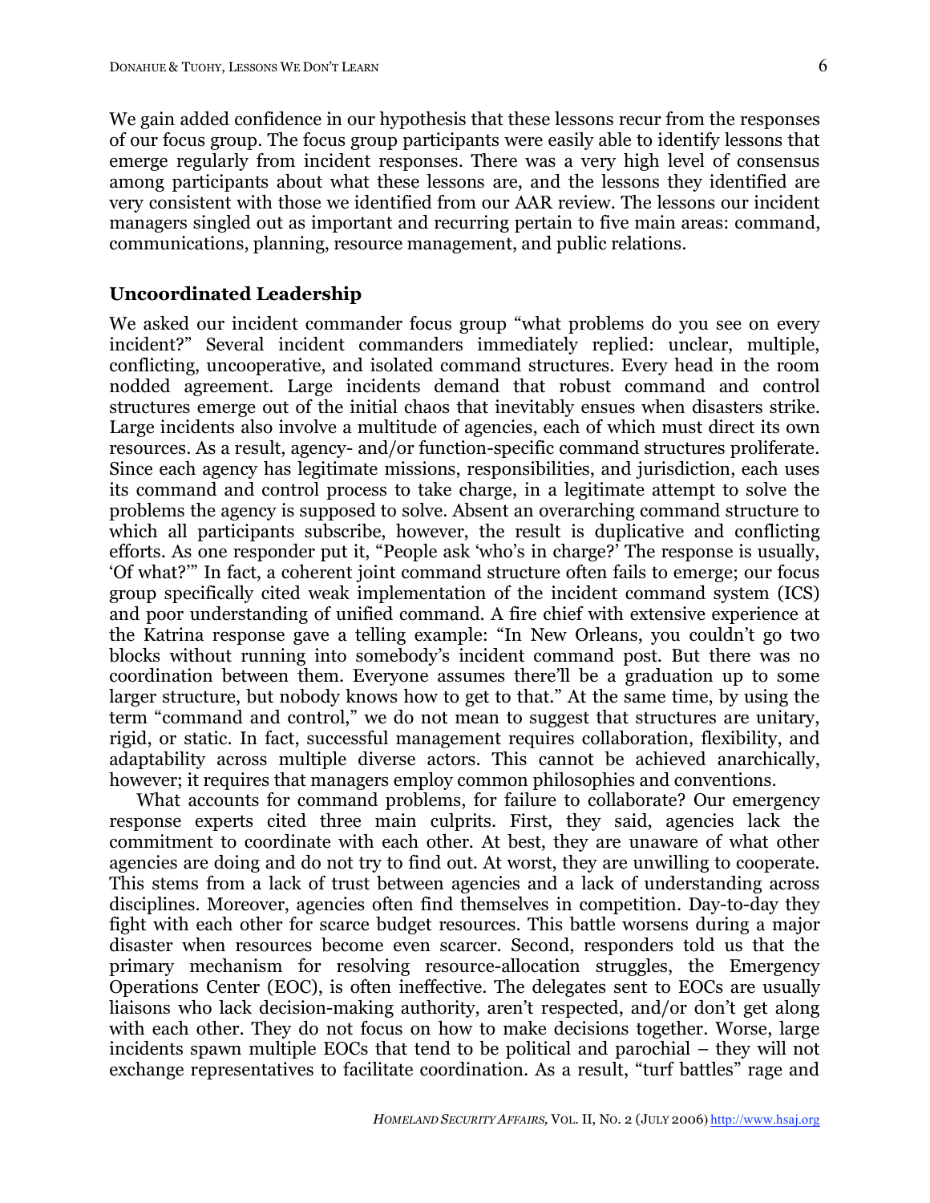We gain added confidence in our hypothesis that these lessons recur from the responses of our focus group. The focus group participants were easily able to identify lessons that emerge regularly from incident responses. There was a very high level of consensus among participants about what these lessons are, and the lessons they identified are very consistent with those we identified from our AAR review. The lessons our incident managers singled out as important and recurring pertain to five main areas: command, communications, planning, resource management, and public relations.

## Uncoordinated Leadership

We asked our incident commander focus group "what problems do you see on every incident?" Several incident commanders immediately replied: unclear, multiple, conflicting, uncooperative, and isolated command structures. Every head in the room nodded agreement. Large incidents demand that robust command and control structures emerge out of the initial chaos that inevitably ensues when disasters strike. Large incidents also involve a multitude of agencies, each of which must direct its own resources. As a result, agency- and/or function-specific command structures proliferate. Since each agency has legitimate missions, responsibilities, and jurisdiction, each uses its command and control process to take charge, in a legitimate attempt to solve the problems the agency is supposed to solve. Absent an overarching command structure to which all participants subscribe, however, the result is duplicative and conflicting efforts. As one responder put it, "People ask 'who's in charge?' The response is usually, 'Of what?'" In fact, a coherent joint command structure often fails to emerge; our focus group specifically cited weak implementation of the incident command system (ICS) and poor understanding of unified command. A fire chief with extensive experience at the Katrina response gave a telling example: "In New Orleans, you couldn't go two blocks without running into somebody's incident command post. But there was no coordination between them. Everyone assumes there'll be a graduation up to some larger structure, but nobody knows how to get to that." At the same time, by using the term "command and control," we do not mean to suggest that structures are unitary, rigid, or static. In fact, successful management requires collaboration, flexibility, and adaptability across multiple diverse actors. This cannot be achieved anarchically, however; it requires that managers employ common philosophies and conventions.

What accounts for command problems, for failure to collaborate? Our emergency response experts cited three main culprits. First, they said, agencies lack the commitment to coordinate with each other. At best, they are unaware of what other agencies are doing and do not try to find out. At worst, they are unwilling to cooperate. This stems from a lack of trust between agencies and a lack of understanding across disciplines. Moreover, agencies often find themselves in competition. Day-to-day they fight with each other for scarce budget resources. This battle worsens during a major disaster when resources become even scarcer. Second, responders told us that the primary mechanism for resolving resource-allocation struggles, the Emergency Operations Center (EOC), is often ineffective. The delegates sent to EOCs are usually liaisons who lack decision-making authority, aren't respected, and/or don't get along with each other. They do not focus on how to make decisions together. Worse, large incidents spawn multiple EOCs that tend to be political and parochial – they will not exchange representatives to facilitate coordination. As a result, "turf battles" rage and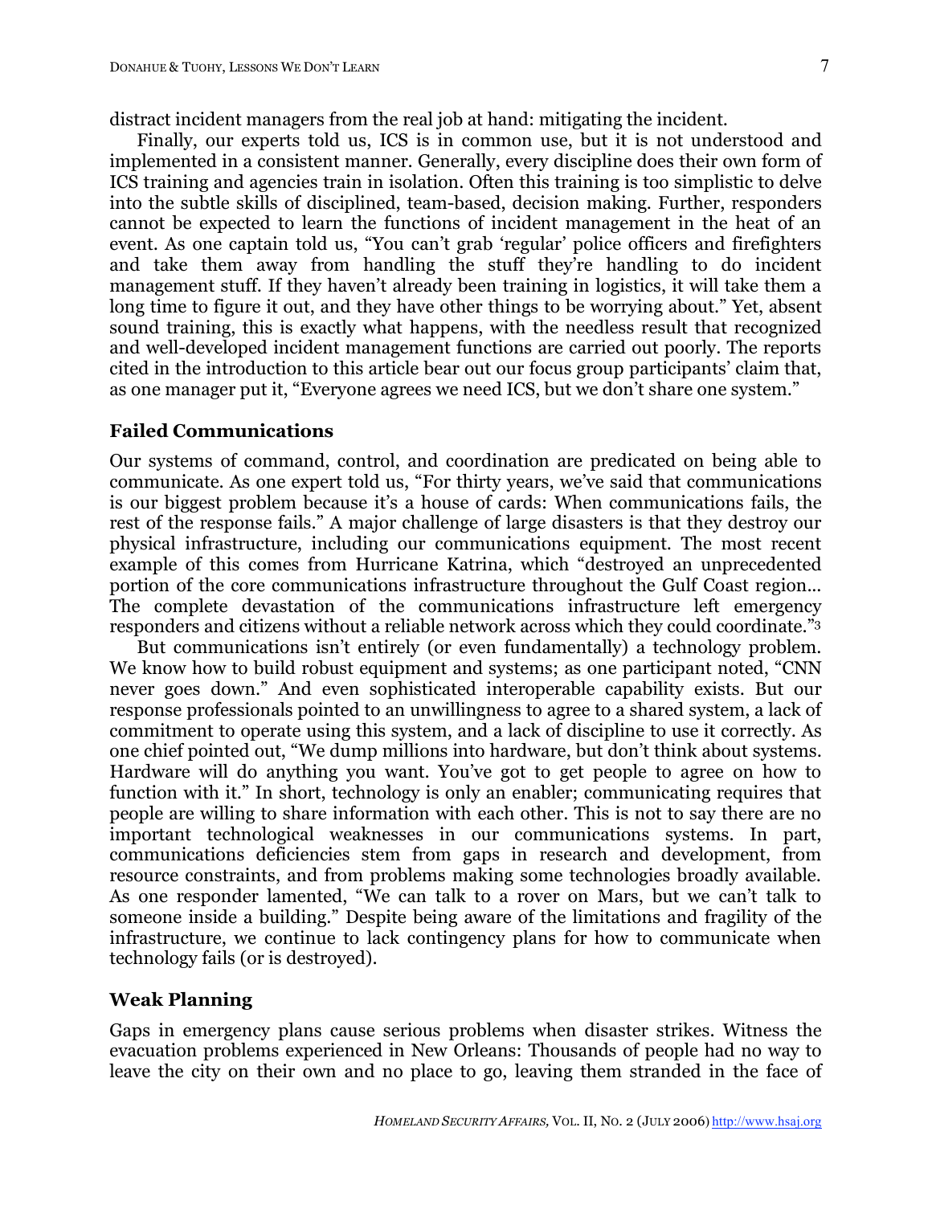distract incident managers from the real job at hand: mitigating the incident.

Finally, our experts told us, ICS is in common use, but it is not understood and implemented in a consistent manner. Generally, every discipline does their own form of ICS training and agencies train in isolation. Often this training is too simplistic to delve into the subtle skills of disciplined, team-based, decision making. Further, responders cannot be expected to learn the functions of incident management in the heat of an event. As one captain told us, "You can't grab 'regular' police officers and firefighters and take them away from handling the stuff they're handling to do incident management stuff. If they haven't already been training in logistics, it will take them a long time to figure it out, and they have other things to be worrying about." Yet, absent sound training, this is exactly what happens, with the needless result that recognized and well-developed incident management functions are carried out poorly. The reports cited in the introduction to this article bear out our focus group participants' claim that, as one manager put it, "Everyone agrees we need ICS, but we don't share one system."

### Failed Communications

Our systems of command, control, and coordination are predicated on being able to communicate. As one expert told us, "For thirty years, we've said that communications is our biggest problem because it's a house of cards: When communications fails, the rest of the response fails." A major challenge of large disasters is that they destroy our physical infrastructure, including our communications equipment. The most recent example of this comes from Hurricane Katrina, which "destroyed an unprecedented portion of the core communications infrastructure throughout the Gulf Coast region... The complete devastation of the communications infrastructure left emergency responders and citizens without a reliable network across which they could coordinate."[3]

But communications isn't entirely (or even fundamentally) a technology problem. We know how to build robust equipment and systems; as one participant noted, "CNN never goes down." And even sophisticated interoperable capability exists. But our response professionals pointed to an unwillingness to agree to a shared system, a lack of commitment to operate using this system, and a lack of discipline to use it correctly. As one chief pointed out, "We dump millions into hardware, but don't think about systems. Hardware will do anything you want. You've got to get people to agree on how to function with it." In short, technology is only an enabler; communicating requires that people are willing to share information with each other. This is not to say there are no important technological weaknesses in our communications systems. In part, communications deficiencies stem from gaps in research and development, from resource constraints, and from problems making some technologies broadly available. As one responder lamented, "We can talk to a rover on Mars, but we can't talk to someone inside a building." Despite being aware of the limitations and fragility of the infrastructure, we continue to lack contingency plans for how to communicate when technology fails (or is destroyed).

### Weak Planning

Gaps in emergency plans cause serious problems when disaster strikes. Witness the evacuation problems experienced in New Orleans: Thousands of people had no way to leave the city on their own and no place to go, leaving them stranded in the face of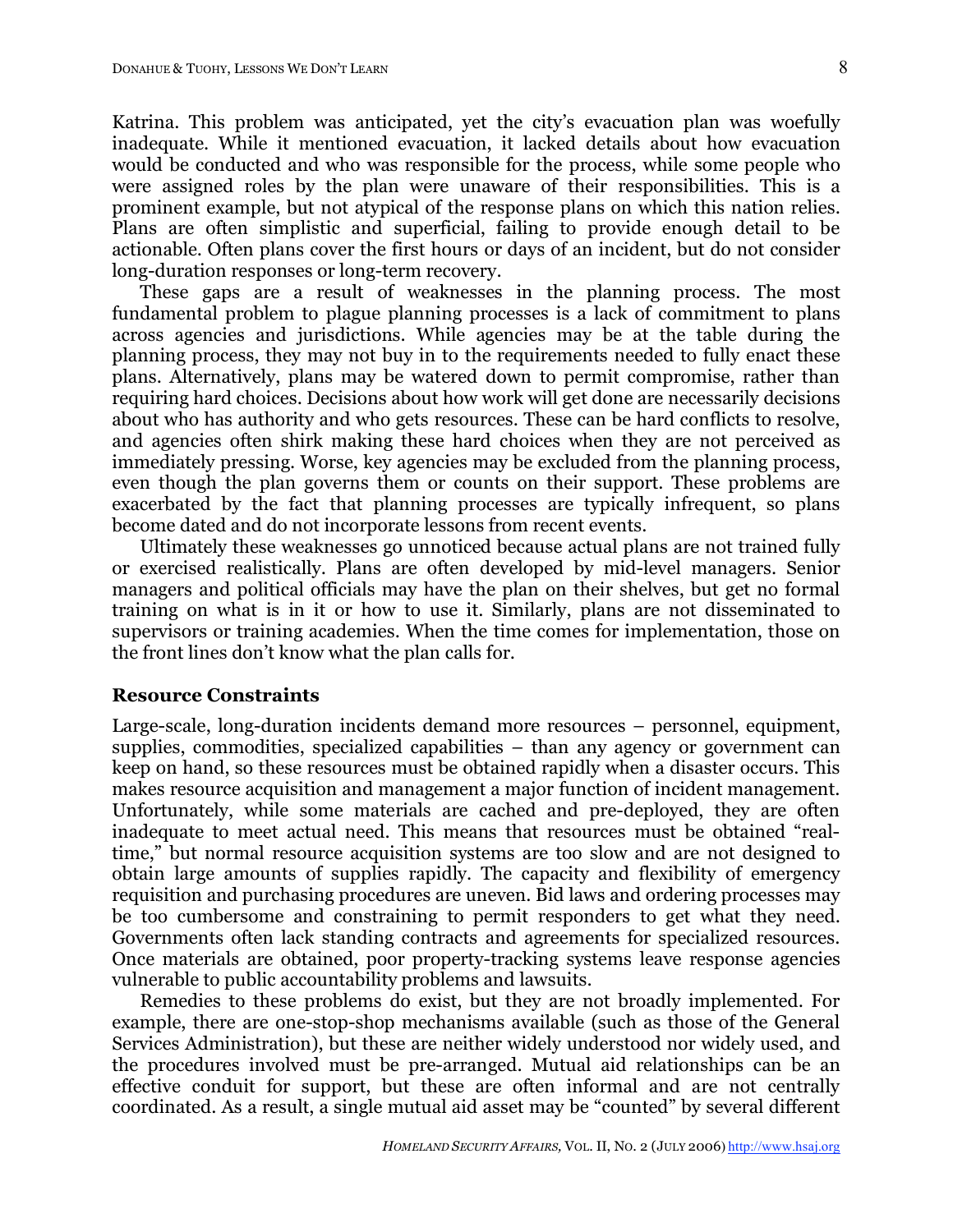Katrina. This problem was anticipated, yet the city's evacuation plan was woefully inadequate. While it mentioned evacuation, it lacked details about how evacuation would be conducted and who was responsible for the process, while some people who were assigned roles by the plan were unaware of their responsibilities. This is a prominent example, but not atypical of the response plans on which this nation relies. Plans are often simplistic and superficial, failing to provide enough detail to be actionable. Often plans cover the first hours or days of an incident, but do not consider long-duration responses or long-term recovery.

These gaps are a result of weaknesses in the planning process. The most fundamental problem to plague planning processes is a lack of commitment to plans across agencies and jurisdictions. While agencies may be at the table during the planning process, they may not buy in to the requirements needed to fully enact these plans. Alternatively, plans may be watered down to permit compromise, rather than requiring hard choices. Decisions about how work will get done are necessarily decisions about who has authority and who gets resources. These can be hard conflicts to resolve, and agencies often shirk making these hard choices when they are not perceived as immediately pressing. Worse, key agencies may be excluded from the planning process, even though the plan governs them or counts on their support. These problems are exacerbated by the fact that planning processes are typically infrequent, so plans become dated and do not incorporate lessons from recent events.

Ultimately these weaknesses go unnoticed because actual plans are not trained fully or exercised realistically. Plans are often developed by mid-level managers. Senior managers and political officials may have the plan on their shelves, but get no formal training on what is in it or how to use it. Similarly, plans are not disseminated to supervisors or training academies. When the time comes for implementation, those on the front lines don't know what the plan calls for.

### Resource Constraints

Large-scale, long-duration incidents demand more resources – personnel, equipment, supplies, commodities, specialized capabilities – than any agency or government can keep on hand, so these resources must be obtained rapidly when a disaster occurs. This makes resource acquisition and management a major function of incident management. Unfortunately, while some materials are cached and pre-deployed, they are often inadequate to meet actual need. This means that resources must be obtained "real-time," but normal resource acquisition systems are too slow and are not designed to obtain large amounts of supplies rapidly. The capacity and flexibility of emergency requisition and purchasing procedures are uneven. Bid laws and ordering processes may be too cumbersome and constraining to permit responders to get what they need. Governments often lack standing contracts and agreements for specialized resources. Once materials are obtained, poor property-tracking systems leave response agencies vulnerable to public accountability problems and lawsuits.

Remedies to these problems do exist, but they are not broadly implemented. For example, there are one-stop-shop mechanisms available (such as those of the General Services Administration), but these are neither widely understood nor widely used, and the procedures involved must be pre-arranged. Mutual aid relationships can be an effective conduit for support, but these are often informal and are not centrally coordinated. As a result, a single mutual aid asset may be "counted" by several different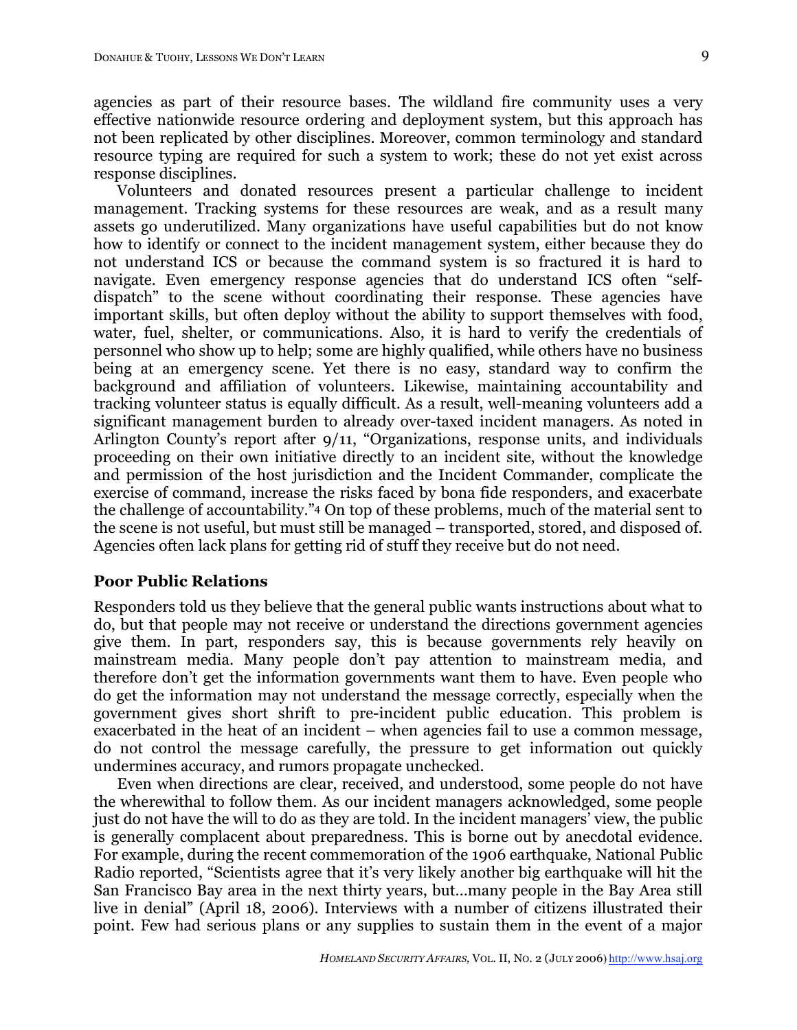agencies as part of their resource bases. The wildland fire community uses a very effective nationwide resource ordering and deployment system, but this approach has not been replicated by other disciplines. Moreover, common terminology and standard resource typing are required for such a system to work; these do not yet exist across response disciplines.

Volunteers and donated resources present a particular challenge to incident management. Tracking systems for these resources are weak, and as a result many assets go underutilized. Many organizations have useful capabilities but do not know how to identify or connect to the incident management system, either because they do not understand ICS or because the command system is so fractured it is hard to navigate. Even emergency response agencies that do understand ICS often "self-dispatch" to the scene without coordinating their response. These agencies have important skills, but often deploy without the ability to support themselves with food, water, fuel, shelter, or communications. Also, it is hard to verify the credentials of personnel who show up to help; some are highly qualified, while others have no business being at an emergency scene. Yet there is no easy, standard way to confirm the background and affiliation of volunteers. Likewise, maintaining accountability and tracking volunteer status is equally difficult. As a result, well-meaning volunteers add a significant management burden to already over-taxed incident managers. As noted in Arlington County's report after 9/11, "Organizations, response units, and individuals proceeding on their own initiative directly to an incident site, without the knowledge and permission of the host jurisdiction and the Incident Commander, complicate the exercise of command, increase the risks faced by bona fide responders, and exacerbate the challenge of accountability."[4] On top of these problems, much of the material sent to the scene is not useful, but must still be managed – transported, stored, and disposed of. Agencies often lack plans for getting rid of stuff they receive but do not need.

### Poor Public Relations

Responders told us they believe that the general public wants instructions about what to do, but that people may not receive or understand the directions government agencies give them. In part, responders say, this is because governments rely heavily on mainstream media. Many people don't pay attention to mainstream media, and therefore don't get the information governments want them to have. Even people who do get the information may not understand the message correctly, especially when the government gives short shrift to pre-incident public education. This problem is exacerbated in the heat of an incident – when agencies fail to use a common message, do not control the message carefully, the pressure to get information out quickly undermines accuracy, and rumors propagate unchecked.

Even when directions are clear, received, and understood, some people do not have the wherewithal to follow them. As our incident managers acknowledged, some people just do not have the will to do as they are told. In the incident managers' view, the public is generally complacent about preparedness. This is borne out by anecdotal evidence. For example, during the recent commemoration of the 1906 earthquake, National Public Radio reported, "Scientists agree that it's very likely another big earthquake will hit the San Francisco Bay area in the next thirty years, but…many people in the Bay Area still live in denial" (April 18, 2006). Interviews with a number of citizens illustrated their point. Few had serious plans or any supplies to sustain them in the event of a major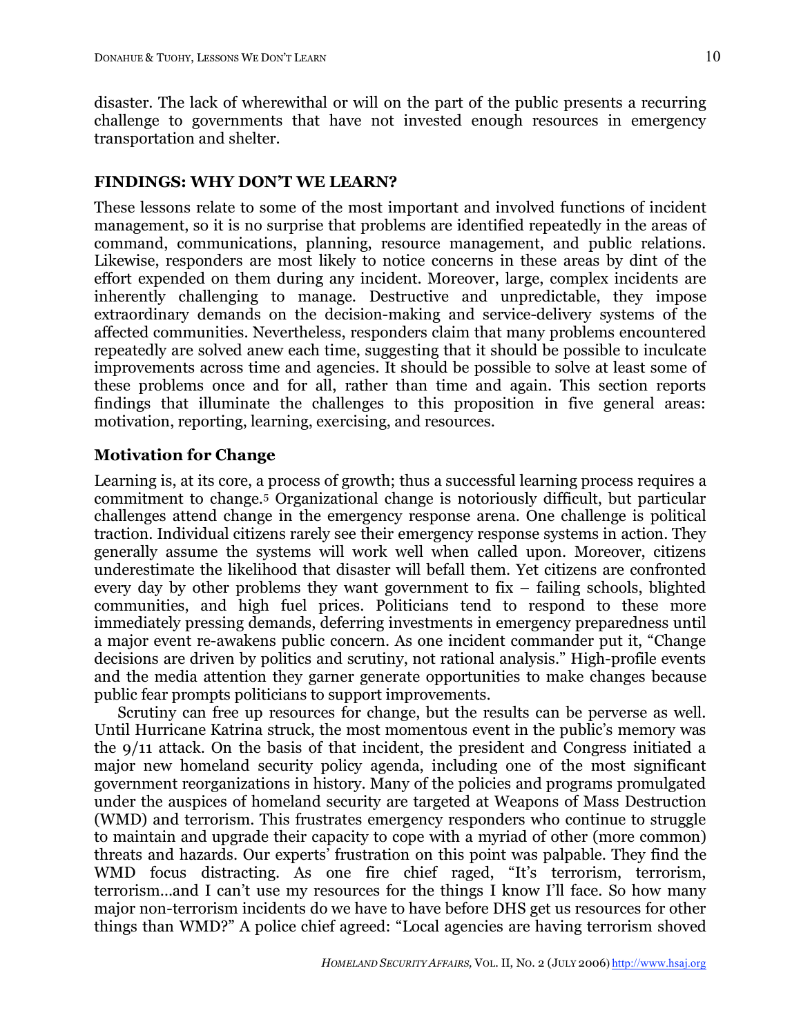disaster. The lack of wherewithal or will on the part of the public presents a recurring challenge to governments that have not invested enough resources in emergency transportation and shelter.

## FINDINGS: WHY DON'T WE LEARN?

These lessons relate to some of the most important and involved functions of incident management, so it is no surprise that problems are identified repeatedly in the areas of command, communications, planning, resource management, and public relations. Likewise, responders are most likely to notice concerns in these areas by dint of the effort expended on them during any incident. Moreover, large, complex incidents are inherently challenging to manage. Destructive and unpredictable, they impose extraordinary demands on the decision-making and service-delivery systems of the affected communities. Nevertheless, responders claim that many problems encountered repeatedly are solved anew each time, suggesting that it should be possible to inculcate improvements across time and agencies. It should be possible to solve at least some of these problems once and for all, rather than time and again. This section reports findings that illuminate the challenges to this proposition in five general areas: motivation, reporting, learning, exercising, and resources.

### Motivation for Change

Learning is, at its core, a process of growth; thus a successful learning process requires a commitment to change.[5] Organizational change is notoriously difficult, but particular challenges attend change in the emergency response arena. One challenge is political traction. Individual citizens rarely see their emergency response systems in action. They generally assume the systems will work well when called upon. Moreover, citizens underestimate the likelihood that disaster will befall them. Yet citizens are confronted every day by other problems they want government to fix – failing schools, blighted communities, and high fuel prices. Politicians tend to respond to these more immediately pressing demands, deferring investments in emergency preparedness until a major event re-awakens public concern. As one incident commander put it, "Change decisions are driven by politics and scrutiny, not rational analysis." High-profile events and the media attention they garner generate opportunities to make changes because public fear prompts politicians to support improvements.

Scrutiny can free up resources for change, but the results can be perverse as well. Until Hurricane Katrina struck, the most momentous event in the public's memory was the 9/11 attack. On the basis of that incident, the president and Congress initiated a major new homeland security policy agenda, including one of the most significant government reorganizations in history. Many of the policies and programs promulgated under the auspices of homeland security are targeted at Weapons of Mass Destruction (WMD) and terrorism. This frustrates emergency responders who continue to struggle to maintain and upgrade their capacity to cope with a myriad of other (more common) threats and hazards. Our experts' frustration on this point was palpable. They find the WMD focus distracting. As one fire chief raged, "It's terrorism, terrorism, terrorism…and I can't use my resources for the things I know I'll face. So how many major non-terrorism incidents do we have to have before DHS get us resources for other things than WMD?" A police chief agreed: "Local agencies are having terrorism shoved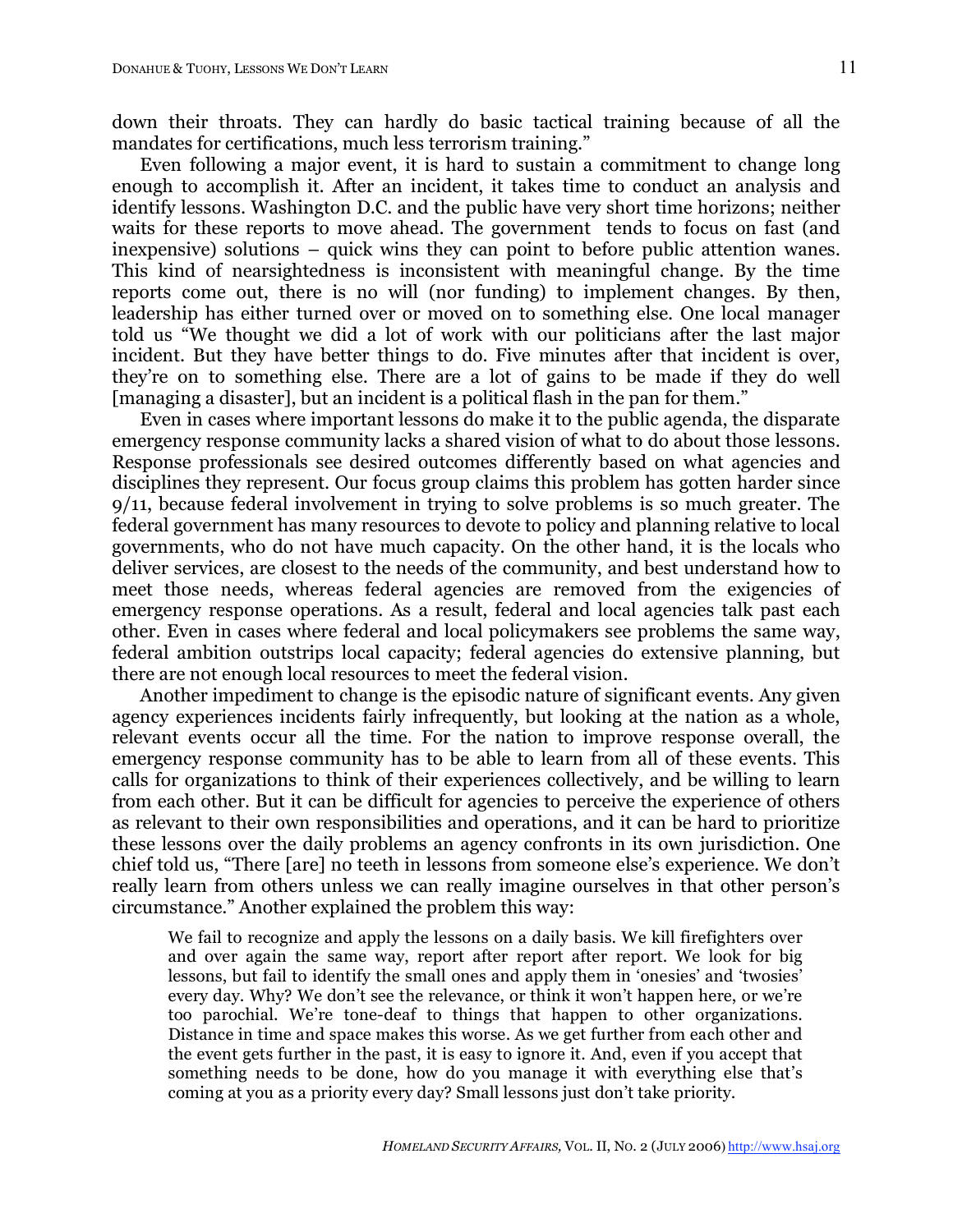down their throats. They can hardly do basic tactical training because of all the mandates for certifications, much less terrorism training."

Even following a major event, it is hard to sustain a commitment to change long enough to accomplish it. After an incident, it takes time to conduct an analysis and identify lessons. Washington D.C. and the public have very short time horizons; neither waits for these reports to move ahead. The government tends to focus on fast (and inexpensive) solutions – quick wins they can point to before public attention wanes. This kind of nearsightedness is inconsistent with meaningful change. By the time reports come out, there is no will (nor funding) to implement changes. By then, leadership has either turned over or moved on to something else. One local manager told us "We thought we did a lot of work with our politicians after the last major incident. But they have better things to do. Five minutes after that incident is over, they're on to something else. There are a lot of gains to be made if they do well [managing a disaster], but an incident is a political flash in the pan for them."

Even in cases where important lessons do make it to the public agenda, the disparate emergency response community lacks a shared vision of what to do about those lessons. Response professionals see desired outcomes differently based on what agencies and disciplines they represent. Our focus group claims this problem has gotten harder since 9/11, because federal involvement in trying to solve problems is so much greater. The federal government has many resources to devote to policy and planning relative to local governments, who do not have much capacity. On the other hand, it is the locals who deliver services, are closest to the needs of the community, and best understand how to meet those needs, whereas federal agencies are removed from the exigencies of emergency response operations. As a result, federal and local agencies talk past each other. Even in cases where federal and local policymakers see problems the same way, federal ambition outstrips local capacity; federal agencies do extensive planning, but there are not enough local resources to meet the federal vision.

Another impediment to change is the episodic nature of significant events. Any given agency experiences incidents fairly infrequently, but looking at the nation as a whole, relevant events occur all the time. For the nation to improve response overall, the emergency response community has to be able to learn from all of these events. This calls for organizations to think of their experiences collectively, and be willing to learn from each other. But it can be difficult for agencies to perceive the experience of others as relevant to their own responsibilities and operations, and it can be hard to prioritize these lessons over the daily problems an agency confronts in its own jurisdiction. One chief told us, "There [are] no teeth in lessons from someone else's experience. We don't really learn from others unless we can really imagine ourselves in that other person's circumstance." Another explained the problem this way:

> We fail to recognize and apply the lessons on a daily basis. We kill firefighters over and over again the same way, report after report after report. We look for big lessons, but fail to identify the small ones and apply them in 'onesies' and 'twosies' every day. Why? We don't see the relevance, or think it won't happen here, or we're too parochial. We're tone-deaf to things that happen to other organizations. Distance in time and space makes this worse. As we get further from each other and the event gets further in the past, it is easy to ignore it. And, even if you accept that something needs to be done, how do you manage it with everything else that's coming at you as a priority every day? Small lessons just don't take priority.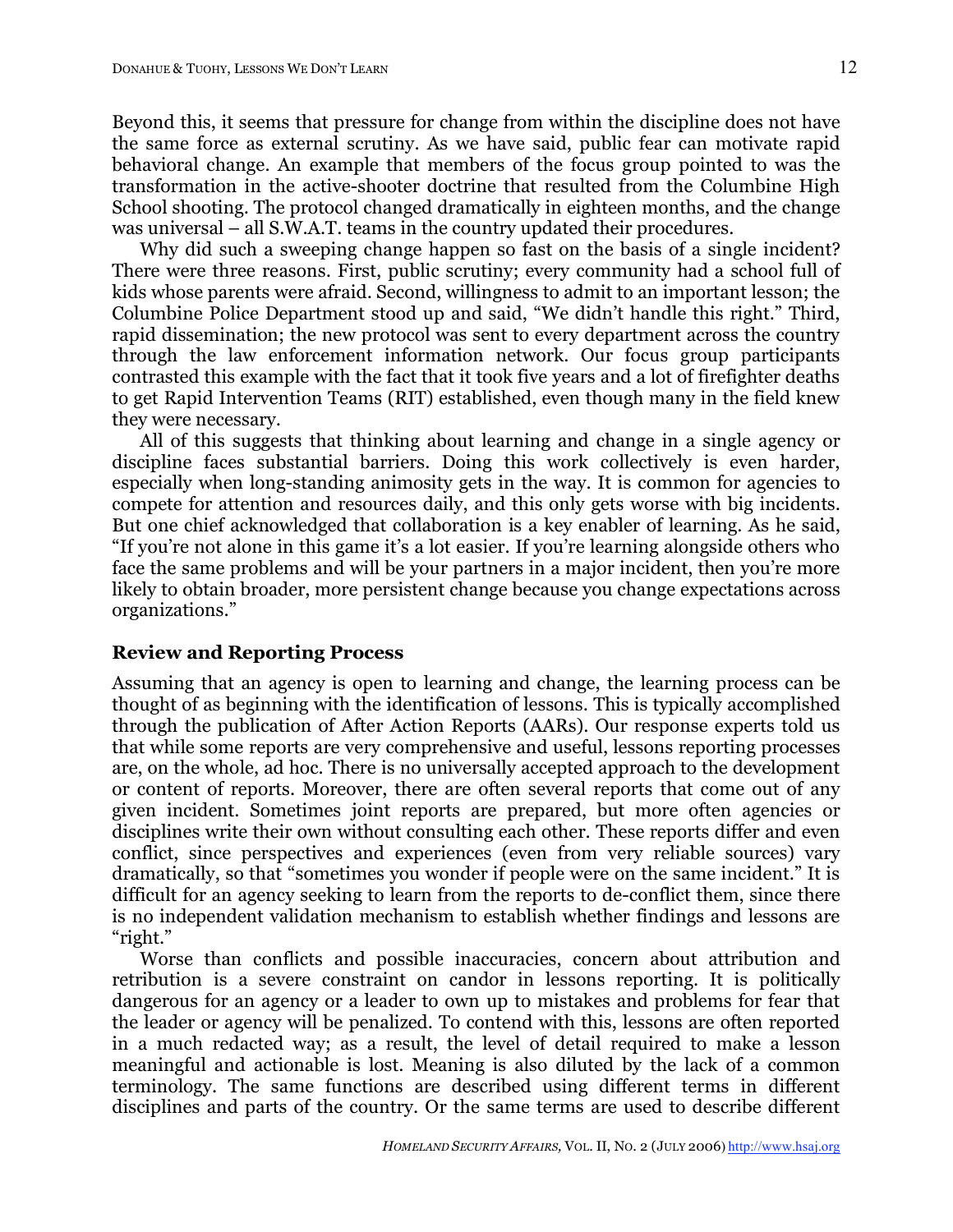Beyond this, it seems that pressure for change from within the discipline does not have the same force as external scrutiny. As we have said, public fear can motivate rapid behavioral change. An example that members of the focus group pointed to was the transformation in the active-shooter doctrine that resulted from the Columbine High School shooting. The protocol changed dramatically in eighteen months, and the change was universal – all S.W.A.T. teams in the country updated their procedures.

Why did such a sweeping change happen so fast on the basis of a single incident? There were three reasons. First, public scrutiny; every community had a school full of kids whose parents were afraid. Second, willingness to admit to an important lesson; the Columbine Police Department stood up and said, "We didn't handle this right." Third, rapid dissemination; the new protocol was sent to every department across the country through the law enforcement information network. Our focus group participants contrasted this example with the fact that it took five years and a lot of firefighter deaths to get Rapid Intervention Teams (RIT) established, even though many in the field knew they were necessary.

All of this suggests that thinking about learning and change in a single agency or discipline faces substantial barriers. Doing this work collectively is even harder, especially when long-standing animosity gets in the way. It is common for agencies to compete for attention and resources daily, and this only gets worse with big incidents. But one chief acknowledged that collaboration is a key enabler of learning. As he said, "If you're not alone in this game it's a lot easier. If you're learning alongside others who face the same problems and will be your partners in a major incident, then you're more likely to obtain broader, more persistent change because you change expectations across organizations."

### Review and Reporting Process

Assuming that an agency is open to learning and change, the learning process can be thought of as beginning with the identification of lessons. This is typically accomplished through the publication of After Action Reports (AARs). Our response experts told us that while some reports are very comprehensive and useful, lessons reporting processes are, on the whole, ad hoc. There is no universally accepted approach to the development or content of reports. Moreover, there are often several reports that come out of any given incident. Sometimes joint reports are prepared, but more often agencies or disciplines write their own without consulting each other. These reports differ and even conflict, since perspectives and experiences (even from very reliable sources) vary dramatically, so that "sometimes you wonder if people were on the same incident." It is difficult for an agency seeking to learn from the reports to de-conflict them, since there is no independent validation mechanism to establish whether findings and lessons are "right."

Worse than conflicts and possible inaccuracies, concern about attribution and retribution is a severe constraint on candor in lessons reporting. It is politically dangerous for an agency or a leader to own up to mistakes and problems for fear that the leader or agency will be penalized. To contend with this, lessons are often reported in a much redacted way; as a result, the level of detail required to make a lesson meaningful and actionable is lost. Meaning is also diluted by the lack of a common terminology. The same functions are described using different terms in different disciplines and parts of the country. Or the same terms are used to describe different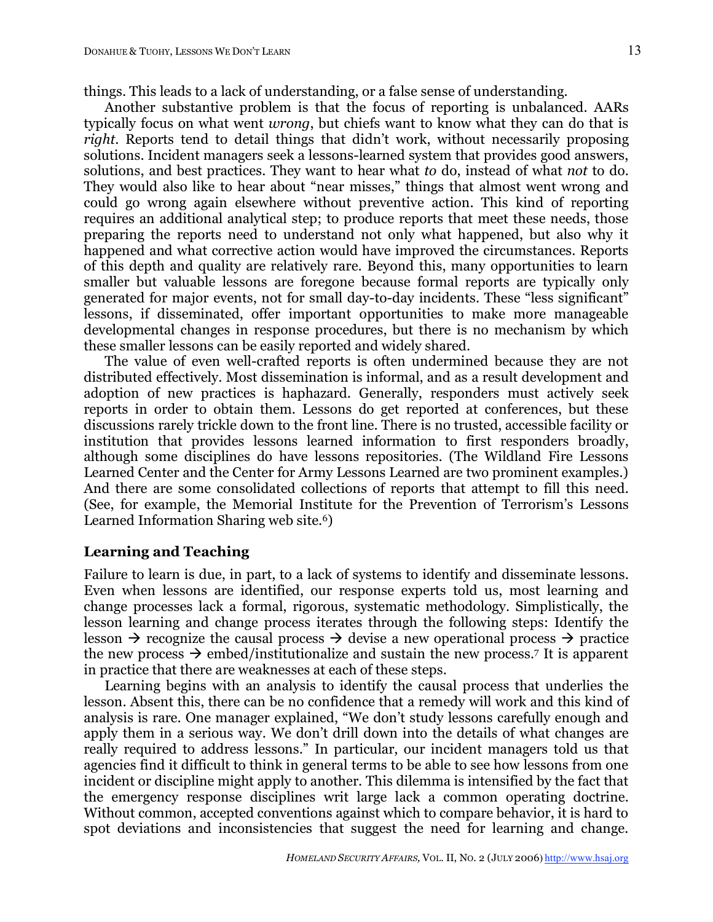things. This leads to a lack of understanding, or a false sense of understanding.

Another substantive problem is that the focus of reporting is unbalanced. AARs typically focus on what went *wrong*, but chiefs want to know what they can do that is *right*. Reports tend to detail things that didn't work, without necessarily proposing solutions. Incident managers seek a lessons-learned system that provides good answers, solutions, and best practices. They want to hear what *to* do, instead of what *not* to do. They would also like to hear about "near misses," things that almost went wrong and could go wrong again elsewhere without preventive action. This kind of reporting requires an additional analytical step; to produce reports that meet these needs, those preparing the reports need to understand not only what happened, but also why it happened and what corrective action would have improved the circumstances. Reports of this depth and quality are relatively rare. Beyond this, many opportunities to learn smaller but valuable lessons are foregone because formal reports are typically only generated for major events, not for small day-to-day incidents. These "less significant" lessons, if disseminated, offer important opportunities to make more manageable developmental changes in response procedures, but there is no mechanism by which these smaller lessons can be easily reported and widely shared.

The value of even well-crafted reports is often undermined because they are not distributed effectively. Most dissemination is informal, and as a result development and adoption of new practices is haphazard. Generally, responders must actively seek reports in order to obtain them. Lessons do get reported at conferences, but these discussions rarely trickle down to the front line. There is no trusted, accessible facility or institution that provides lessons learned information to first responders broadly, although some disciplines do have lessons repositories. (The Wildland Fire Lessons Learned Center and the Center for Army Lessons Learned are two prominent examples.) And there are some consolidated collections of reports that attempt to fill this need. (See, for example, the Memorial Institute for the Prevention of Terrorism's Lessons Learned Information Sharing web site.[6])

## Learning and Teaching

Failure to learn is due, in part, to a lack of systems to identify and disseminate lessons. Even when lessons are identified, our response experts told us, most learning and change processes lack a formal, rigorous, systematic methodology. Simplistically, the lesson learning and change process iterates through the following steps: Identify the lesson → recognize the causal process → devise a new operational process → practice the new process → embed/institutionalize and sustain the new process.[7] It is apparent in practice that there are weaknesses at each of these steps.

Learning begins with an analysis to identify the causal process that underlies the lesson. Absent this, there can be no confidence that a remedy will work and this kind of analysis is rare. One manager explained, "We don't study lessons carefully enough and apply them in a serious way. We don't drill down into the details of what changes are really required to address lessons." In particular, our incident managers told us that agencies find it difficult to think in general terms to be able to see how lessons from one incident or discipline might apply to another. This dilemma is intensified by the fact that the emergency response disciplines writ large lack a common operating doctrine. Without common, accepted conventions against which to compare behavior, it is hard to spot deviations and inconsistencies that suggest the need for learning and change.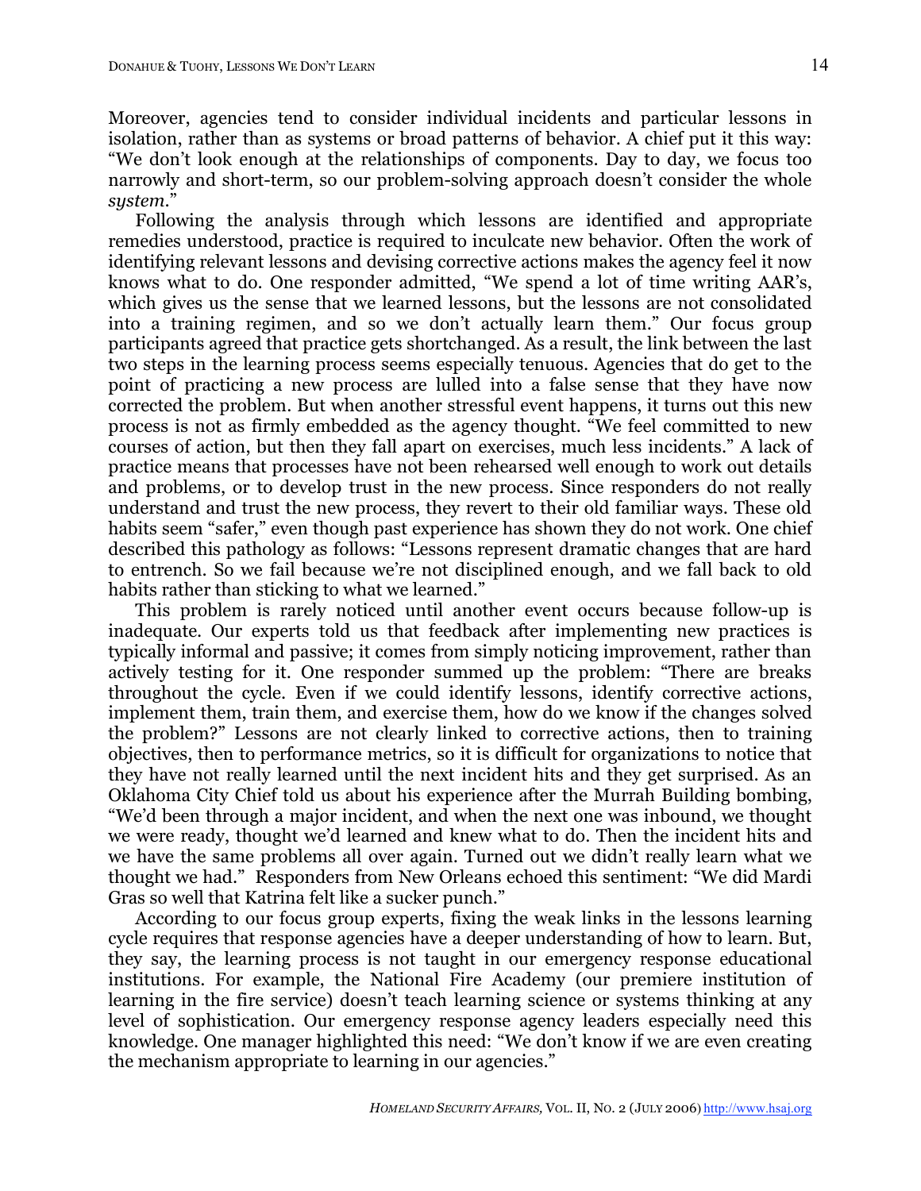Moreover, agencies tend to consider individual incidents and particular lessons in isolation, rather than as systems or broad patterns of behavior. A chief put it this way: "We don't look enough at the relationships of components. Day to day, we focus too narrowly and short-term, so our problem-solving approach doesn't consider the whole *system*."

Following the analysis through which lessons are identified and appropriate remedies understood, practice is required to inculcate new behavior. Often the work of identifying relevant lessons and devising corrective actions makes the agency feel it now knows what to do. One responder admitted, "We spend a lot of time writing AAR's, which gives us the sense that we learned lessons, but the lessons are not consolidated into a training regimen, and so we don't actually learn them." Our focus group participants agreed that practice gets shortchanged. As a result, the link between the last two steps in the learning process seems especially tenuous. Agencies that do get to the point of practicing a new process are lulled into a false sense that they have now corrected the problem. But when another stressful event happens, it turns out this new process is not as firmly embedded as the agency thought. "We feel committed to new courses of action, but then they fall apart on exercises, much less incidents." A lack of practice means that processes have not been rehearsed well enough to work out details and problems, or to develop trust in the new process. Since responders do not really understand and trust the new process, they revert to their old familiar ways. These old habits seem "safer," even though past experience has shown they do not work. One chief described this pathology as follows: "Lessons represent dramatic changes that are hard to entrench. So we fail because we're not disciplined enough, and we fall back to old habits rather than sticking to what we learned."

This problem is rarely noticed until another event occurs because follow-up is inadequate. Our experts told us that feedback after implementing new practices is typically informal and passive; it comes from simply noticing improvement, rather than actively testing for it. One responder summed up the problem: "There are breaks throughout the cycle. Even if we could identify lessons, identify corrective actions, implement them, train them, and exercise them, how do we know if the changes solved the problem?" Lessons are not clearly linked to corrective actions, then to training objectives, then to performance metrics, so it is difficult for organizations to notice that they have not really learned until the next incident hits and they get surprised. As an Oklahoma City Chief told us about his experience after the Murrah Building bombing, "We'd been through a major incident, and when the next one was inbound, we thought we were ready, thought we'd learned and knew what to do. Then the incident hits and we have the same problems all over again. Turned out we didn't really learn what we thought we had." Responders from New Orleans echoed this sentiment: "We did Mardi Gras so well that Katrina felt like a sucker punch."

According to our focus group experts, fixing the weak links in the lessons learning cycle requires that response agencies have a deeper understanding of how to learn. But, they say, the learning process is not taught in our emergency response educational institutions. For example, the National Fire Academy (our premiere institution of learning in the fire service) doesn't teach learning science or systems thinking at any level of sophistication. Our emergency response agency leaders especially need this knowledge. One manager highlighted this need: "We don't know if we are even creating the mechanism appropriate to learning in our agencies."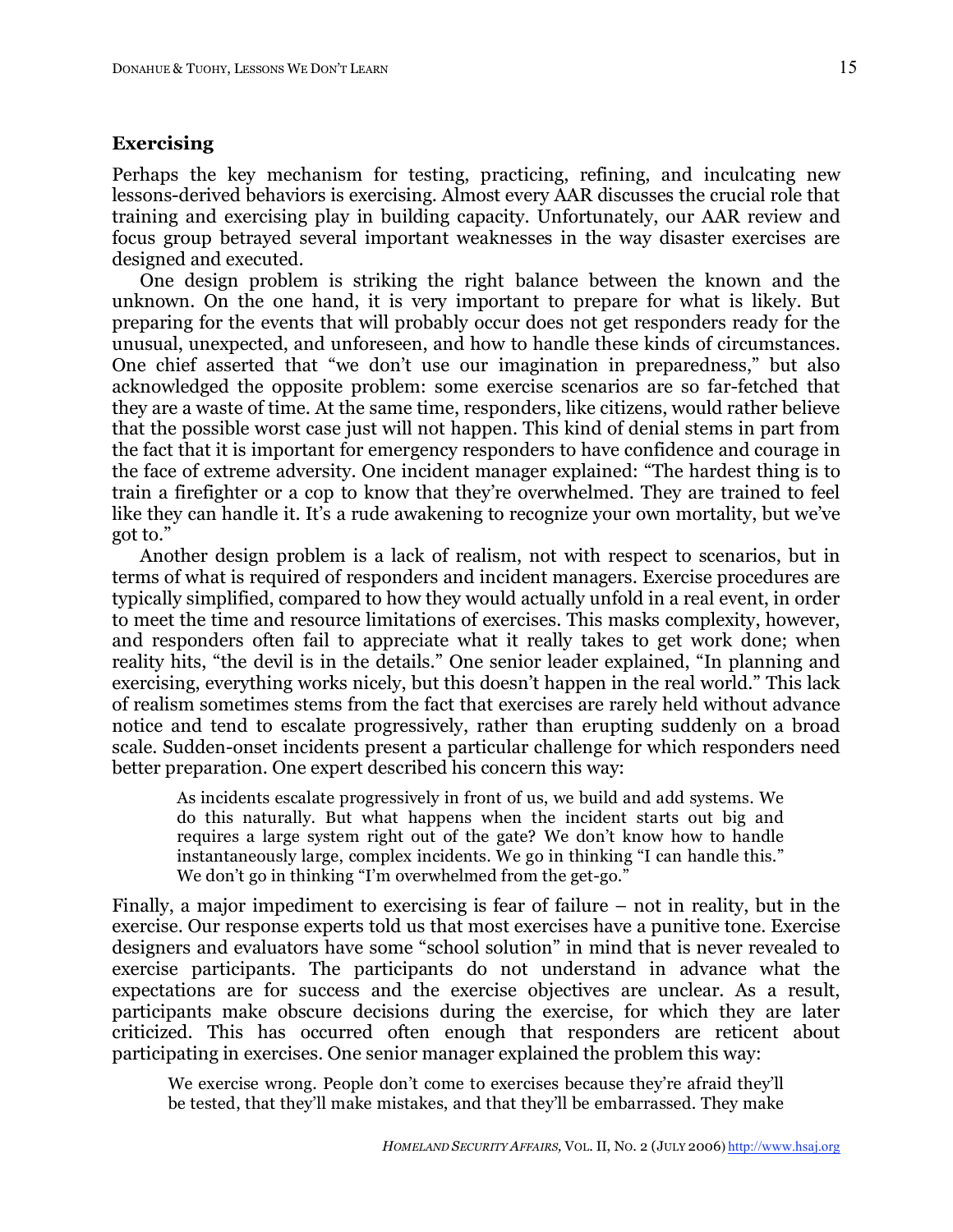## Exercising

Perhaps the key mechanism for testing, practicing, refining, and inculcating new lessons-derived behaviors is exercising. Almost every AAR discusses the crucial role that training and exercising play in building capacity. Unfortunately, our AAR review and focus group betrayed several important weaknesses in the way disaster exercises are designed and executed.

One design problem is striking the right balance between the known and the unknown. On the one hand, it is very important to prepare for what is likely. But preparing for the events that will probably occur does not get responders ready for the unusual, unexpected, and unforeseen, and how to handle these kinds of circumstances. One chief asserted that "we don't use our imagination in preparedness," but also acknowledged the opposite problem: some exercise scenarios are so far-fetched that they are a waste of time. At the same time, responders, like citizens, would rather believe that the possible worst case just will not happen. This kind of denial stems in part from the fact that it is important for emergency responders to have confidence and courage in the face of extreme adversity. One incident manager explained: "The hardest thing is to train a firefighter or a cop to know that they're overwhelmed. They are trained to feel like they can handle it. It's a rude awakening to recognize your own mortality, but we've got to."

Another design problem is a lack of realism, not with respect to scenarios, but in terms of what is required of responders and incident managers. Exercise procedures are typically simplified, compared to how they would actually unfold in a real event, in order to meet the time and resource limitations of exercises. This masks complexity, however, and responders often fail to appreciate what it really takes to get work done; when reality hits, "the devil is in the details." One senior leader explained, "In planning and exercising, everything works nicely, but this doesn't happen in the real world." This lack of realism sometimes stems from the fact that exercises are rarely held without advance notice and tend to escalate progressively, rather than erupting suddenly on a broad scale. Sudden-onset incidents present a particular challenge for which responders need better preparation. One expert described his concern this way:

> As incidents escalate progressively in front of us, we build and add systems. We do this naturally. But what happens when the incident starts out big and requires a large system right out of the gate? We don't know how to handle instantaneously large, complex incidents. We go in thinking "I can handle this." We don't go in thinking "I'm overwhelmed from the get-go."

Finally, a major impediment to exercising is fear of failure – not in reality, but in the exercise. Our response experts told us that most exercises have a punitive tone. Exercise designers and evaluators have some "school solution" in mind that is never revealed to exercise participants. The participants do not understand in advance what the expectations are for success and the exercise objectives are unclear. As a result, participants make obscure decisions during the exercise, for which they are later criticized. This has occurred often enough that responders are reticent about participating in exercises. One senior manager explained the problem this way:

> We exercise wrong. People don't come to exercises because they're afraid they'll be tested, that they'll make mistakes, and that they'll be embarrassed. They make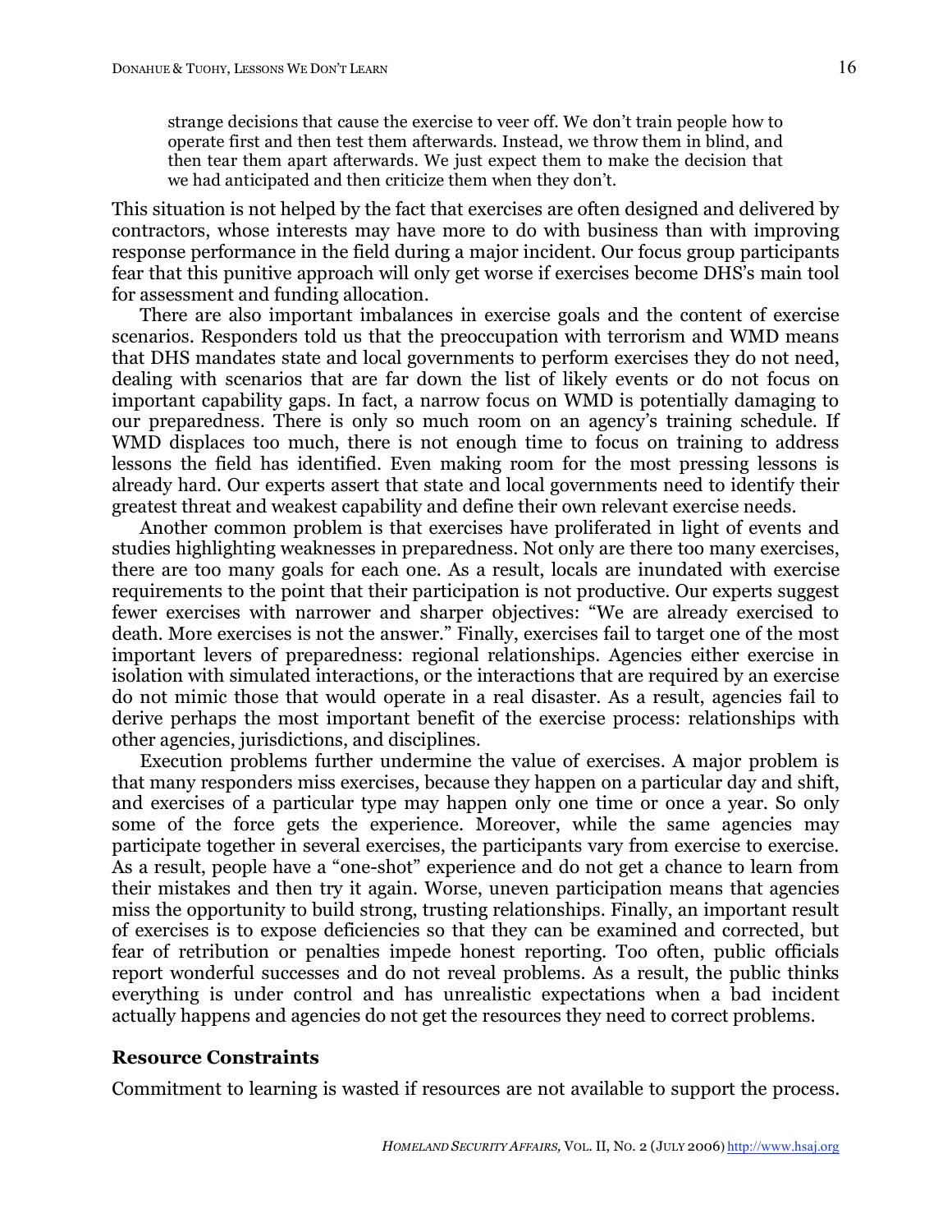> strange decisions that cause the exercise to veer off. We don't train people how to operate first and then test them afterwards. Instead, we throw them in blind, and then tear them apart afterwards. We just expect them to make the decision that we had anticipated and then criticize them when they don't.

This situation is not helped by the fact that exercises are often designed and delivered by contractors, whose interests may have more to do with business than with improving response performance in the field during a major incident. Our focus group participants fear that this punitive approach will only get worse if exercises become DHS's main tool for assessment and funding allocation.

There are also important imbalances in exercise goals and the content of exercise scenarios. Responders told us that the preoccupation with terrorism and WMD means that DHS mandates state and local governments to perform exercises they do not need, dealing with scenarios that are far down the list of likely events or do not focus on important capability gaps. In fact, a narrow focus on WMD is potentially damaging to our preparedness. There is only so much room on an agency's training schedule. If WMD displaces too much, there is not enough time to focus on training to address lessons the field has identified. Even making room for the most pressing lessons is already hard. Our experts assert that state and local governments need to identify their greatest threat and weakest capability and define their own relevant exercise needs.

Another common problem is that exercises have proliferated in light of events and studies highlighting weaknesses in preparedness. Not only are there too many exercises, there are too many goals for each one. As a result, locals are inundated with exercise requirements to the point that their participation is not productive. Our experts suggest fewer exercises with narrower and sharper objectives: "We are already exercised to death. More exercises is not the answer." Finally, exercises fail to target one of the most important levers of preparedness: regional relationships. Agencies either exercise in isolation with simulated interactions, or the interactions that are required by an exercise do not mimic those that would operate in a real disaster. As a result, agencies fail to derive perhaps the most important benefit of the exercise process: relationships with other agencies, jurisdictions, and disciplines.

Execution problems further undermine the value of exercises. A major problem is that many responders miss exercises, because they happen on a particular day and shift, and exercises of a particular type may happen only one time or once a year. So only some of the force gets the experience. Moreover, while the same agencies may participate together in several exercises, the participants vary from exercise to exercise. As a result, people have a "one-shot" experience and do not get a chance to learn from their mistakes and then try it again. Worse, uneven participation means that agencies miss the opportunity to build strong, trusting relationships. Finally, an important result of exercises is to expose deficiencies so that they can be examined and corrected, but fear of retribution or penalties impede honest reporting. Too often, public officials report wonderful successes and do not reveal problems. As a result, the public thinks everything is under control and has unrealistic expectations when a bad incident actually happens and agencies do not get the resources they need to correct problems.

### Resource Constraints

Commitment to learning is wasted if resources are not available to support the process.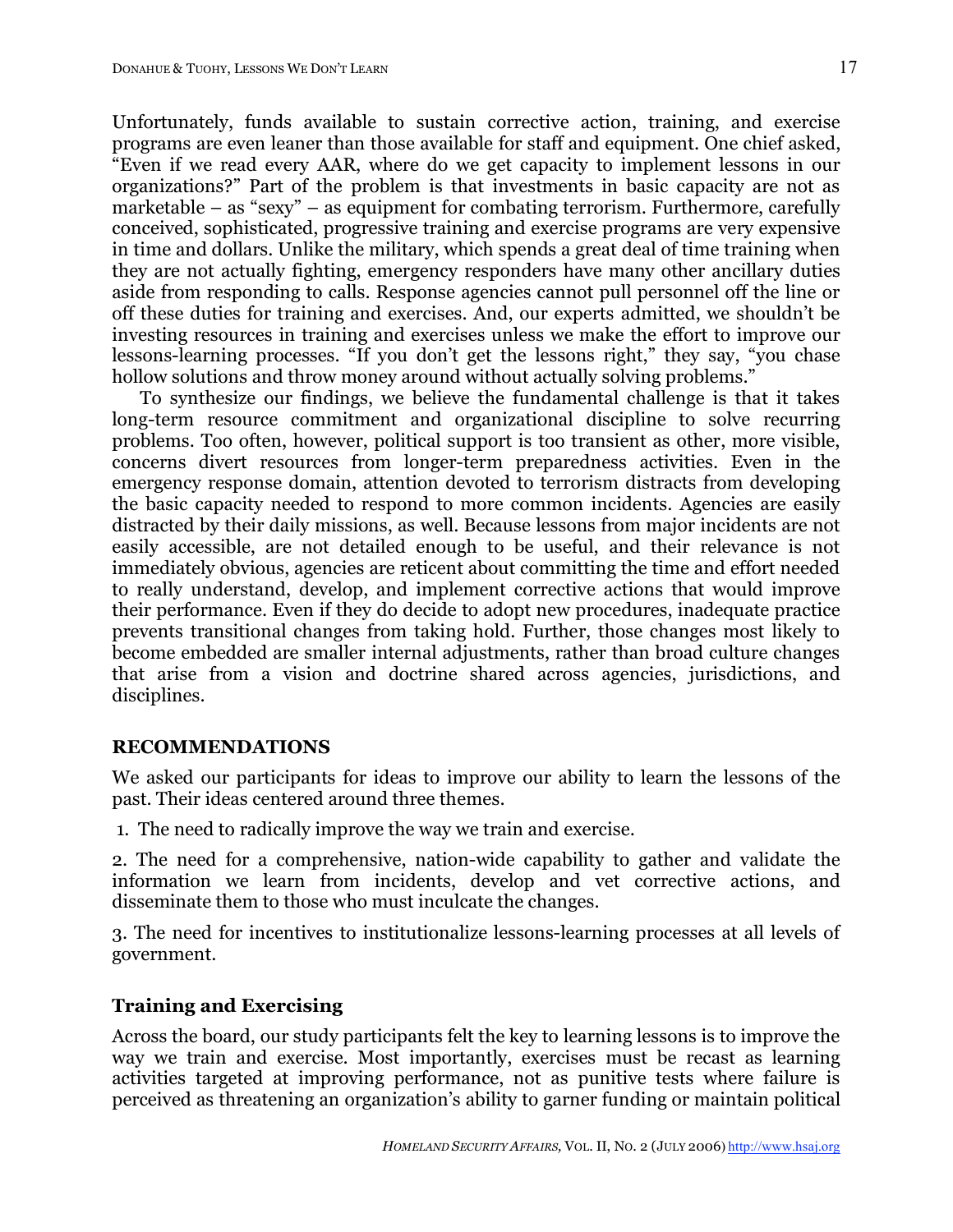Unfortunately, funds available to sustain corrective action, training, and exercise programs are even leaner than those available for staff and equipment. One chief asked, "Even if we read every AAR, where do we get capacity to implement lessons in our organizations?" Part of the problem is that investments in basic capacity are not as marketable – as "sexy" – as equipment for combating terrorism. Furthermore, carefully conceived, sophisticated, progressive training and exercise programs are very expensive in time and dollars. Unlike the military, which spends a great deal of time training when they are not actually fighting, emergency responders have many other ancillary duties aside from responding to calls. Response agencies cannot pull personnel off the line or off these duties for training and exercises. And, our experts admitted, we shouldn't be investing resources in training and exercises unless we make the effort to improve our lessons-learning processes. "If you don't get the lessons right," they say, "you chase hollow solutions and throw money around without actually solving problems."

To synthesize our findings, we believe the fundamental challenge is that it takes long-term resource commitment and organizational discipline to solve recurring problems. Too often, however, political support is too transient as other, more visible, concerns divert resources from longer-term preparedness activities. Even in the emergency response domain, attention devoted to terrorism distracts from developing the basic capacity needed to respond to more common incidents. Agencies are easily distracted by their daily missions, as well. Because lessons from major incidents are not easily accessible, are not detailed enough to be useful, and their relevance is not immediately obvious, agencies are reticent about committing the time and effort needed to really understand, develop, and implement corrective actions that would improve their performance. Even if they do decide to adopt new procedures, inadequate practice prevents transitional changes from taking hold. Further, those changes most likely to become embedded are smaller internal adjustments, rather than broad culture changes that arise from a vision and doctrine shared across agencies, jurisdictions, and disciplines.

## RECOMMENDATIONS

We asked our participants for ideas to improve our ability to learn the lessons of the past. Their ideas centered around three themes.

1. The need to radically improve the way we train and exercise.

2. The need for a comprehensive, nation-wide capability to gather and validate the information we learn from incidents, develop and vet corrective actions, and disseminate them to those who must inculcate the changes.

3. The need for incentives to institutionalize lessons-learning processes at all levels of government.

### Training and Exercising

Across the board, our study participants felt the key to learning lessons is to improve the way we train and exercise. Most importantly, exercises must be recast as learning activities targeted at improving performance, not as punitive tests where failure is perceived as threatening an organization's ability to garner funding or maintain political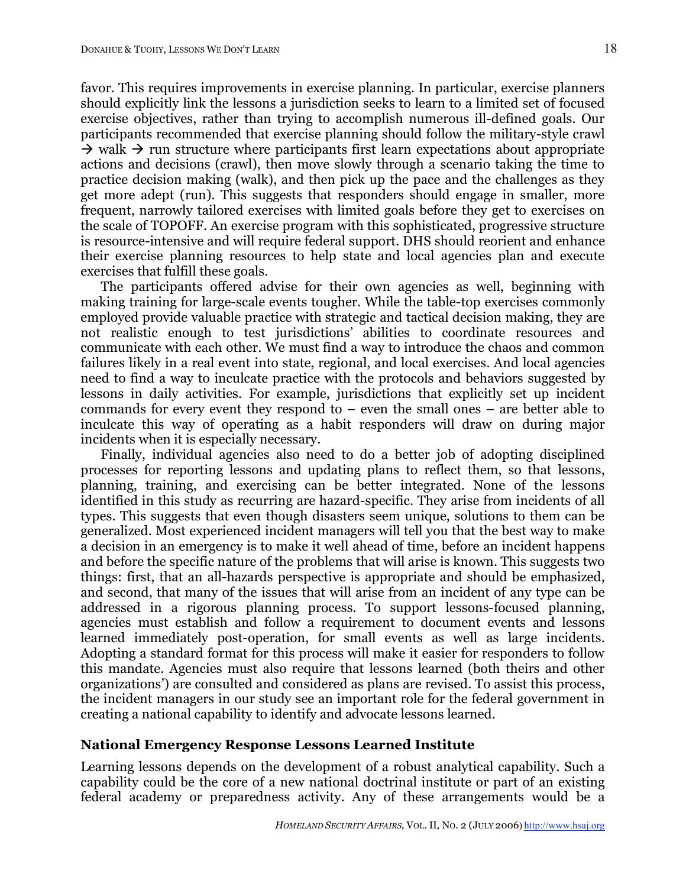favor. This requires improvements in exercise planning. In particular, exercise planners should explicitly link the lessons a jurisdiction seeks to learn to a limited set of focused exercise objectives, rather than trying to accomplish numerous ill-defined goals. Our participants recommended that exercise planning should follow the military-style crawl → walk → run structure where participants first learn expectations about appropriate actions and decisions (crawl), then move slowly through a scenario taking the time to practice decision making (walk), and then pick up the pace and the challenges as they get more adept (run). This suggests that responders should engage in smaller, more frequent, narrowly tailored exercises with limited goals before they get to exercises on the scale of TOPOFF. An exercise program with this sophisticated, progressive structure is resource-intensive and will require federal support. DHS should reorient and enhance their exercise planning resources to help state and local agencies plan and execute exercises that fulfill these goals.

The participants offered advise for their own agencies as well, beginning with making training for large-scale events tougher. While the table-top exercises commonly employed provide valuable practice with strategic and tactical decision making, they are not realistic enough to test jurisdictions' abilities to coordinate resources and communicate with each other. We must find a way to introduce the chaos and common failures likely in a real event into state, regional, and local exercises. And local agencies need to find a way to inculcate practice with the protocols and behaviors suggested by lessons in daily activities. For example, jurisdictions that explicitly set up incident commands for every event they respond to – even the small ones – are better able to inculcate this way of operating as a habit responders will draw on during major incidents when it is especially necessary.

Finally, individual agencies also need to do a better job of adopting disciplined processes for reporting lessons and updating plans to reflect them, so that lessons, planning, training, and exercising can be better integrated. None of the lessons identified in this study as recurring are hazard-specific. They arise from incidents of all types. This suggests that even though disasters seem unique, solutions to them can be generalized. Most experienced incident managers will tell you that the best way to make a decision in an emergency is to make it well ahead of time, before an incident happens and before the specific nature of the problems that will arise is known. This suggests two things: first, that an all-hazards perspective is appropriate and should be emphasized, and second, that many of the issues that will arise from an incident of any type can be addressed in a rigorous planning process. To support lessons-focused planning, agencies must establish and follow a requirement to document events and lessons learned immediately post-operation, for small events as well as large incidents. Adopting a standard format for this process will make it easier for responders to follow this mandate. Agencies must also require that lessons learned (both theirs and other organizations') are consulted and considered as plans are revised. To assist this process, the incident managers in our study see an important role for the federal government in creating a national capability to identify and advocate lessons learned.

### National Emergency Response Lessons Learned Institute

Learning lessons depends on the development of a robust analytical capability. Such a capability could be the core of a new national doctrinal institute or part of an existing federal academy or preparedness activity. Any of these arrangements would be a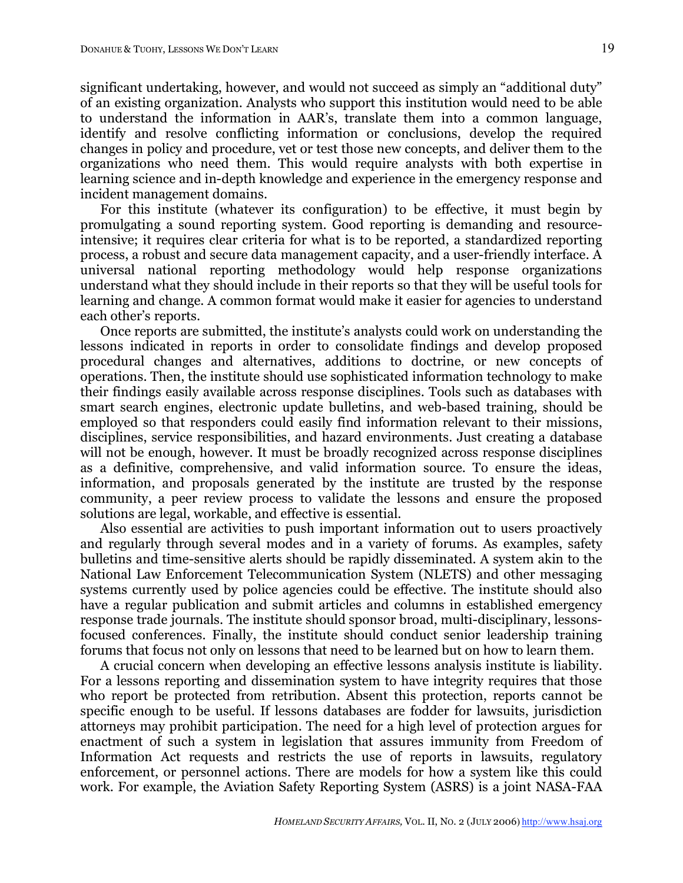significant undertaking, however, and would not succeed as simply an "additional duty" of an existing organization. Analysts who support this institution would need to be able to understand the information in AAR's, translate them into a common language, identify and resolve conflicting information or conclusions, develop the required changes in policy and procedure, vet or test those new concepts, and deliver them to the organizations who need them. This would require analysts with both expertise in learning science and in-depth knowledge and experience in the emergency response and incident management domains.

For this institute (whatever its configuration) to be effective, it must begin by promulgating a sound reporting system. Good reporting is demanding and resource-intensive; it requires clear criteria for what is to be reported, a standardized reporting process, a robust and secure data management capacity, and a user-friendly interface. A universal national reporting methodology would help response organizations understand what they should include in their reports so that they will be useful tools for learning and change. A common format would make it easier for agencies to understand each other's reports.

Once reports are submitted, the institute's analysts could work on understanding the lessons indicated in reports in order to consolidate findings and develop proposed procedural changes and alternatives, additions to doctrine, or new concepts of operations. Then, the institute should use sophisticated information technology to make their findings easily available across response disciplines. Tools such as databases with smart search engines, electronic update bulletins, and web-based training, should be employed so that responders could easily find information relevant to their missions, disciplines, service responsibilities, and hazard environments. Just creating a database will not be enough, however. It must be broadly recognized across response disciplines as a definitive, comprehensive, and valid information source. To ensure the ideas, information, and proposals generated by the institute are trusted by the response community, a peer review process to validate the lessons and ensure the proposed solutions are legal, workable, and effective is essential.

Also essential are activities to push important information out to users proactively and regularly through several modes and in a variety of forums. As examples, safety bulletins and time-sensitive alerts should be rapidly disseminated. A system akin to the National Law Enforcement Telecommunication System (NLETS) and other messaging systems currently used by police agencies could be effective. The institute should also have a regular publication and submit articles and columns in established emergency response trade journals. The institute should sponsor broad, multi-disciplinary, lessons-focused conferences. Finally, the institute should conduct senior leadership training forums that focus not only on lessons that need to be learned but on how to learn them.

A crucial concern when developing an effective lessons analysis institute is liability. For a lessons reporting and dissemination system to have integrity requires that those who report be protected from retribution. Absent this protection, reports cannot be specific enough to be useful. If lessons databases are fodder for lawsuits, jurisdiction attorneys may prohibit participation. The need for a high level of protection argues for enactment of such a system in legislation that assures immunity from Freedom of Information Act requests and restricts the use of reports in lawsuits, regulatory enforcement, or personnel actions. There are models for how a system like this could work. For example, the Aviation Safety Reporting System (ASRS) is a joint NASA-FAA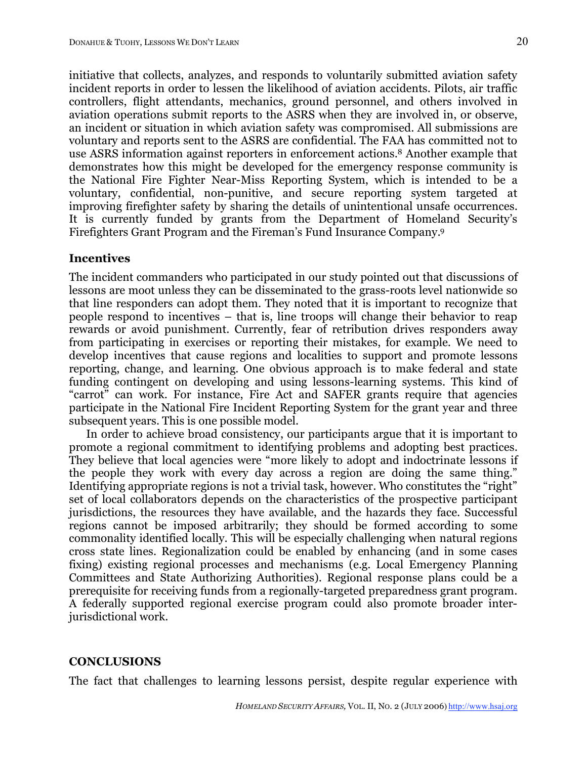initiative that collects, analyzes, and responds to voluntarily submitted aviation safety incident reports in order to lessen the likelihood of aviation accidents. Pilots, air traffic controllers, flight attendants, mechanics, ground personnel, and others involved in aviation operations submit reports to the ASRS when they are involved in, or observe, an incident or situation in which aviation safety was compromised. All submissions are voluntary and reports sent to the ASRS are confidential. The FAA has committed not to use ASRS information against reporters in enforcement actions.[8] Another example that demonstrates how this might be developed for the emergency response community is the National Fire Fighter Near-Miss Reporting System, which is intended to be a voluntary, confidential, non-punitive, and secure reporting system targeted at improving firefighter safety by sharing the details of unintentional unsafe occurrences. It is currently funded by grants from the Department of Homeland Security's Firefighters Grant Program and the Fireman's Fund Insurance Company.[9]

### Incentives

The incident commanders who participated in our study pointed out that discussions of lessons are moot unless they can be disseminated to the grass-roots level nationwide so that line responders can adopt them. They noted that it is important to recognize that people respond to incentives – that is, line troops will change their behavior to reap rewards or avoid punishment. Currently, fear of retribution drives responders away from participating in exercises or reporting their mistakes, for example. We need to develop incentives that cause regions and localities to support and promote lessons reporting, change, and learning. One obvious approach is to make federal and state funding contingent on developing and using lessons-learning systems. This kind of "carrot" can work. For instance, Fire Act and SAFER grants require that agencies participate in the National Fire Incident Reporting System for the grant year and three subsequent years. This is one possible model.

In order to achieve broad consistency, our participants argue that it is important to promote a regional commitment to identifying problems and adopting best practices. They believe that local agencies were "more likely to adopt and indoctrinate lessons if the people they work with every day across a region are doing the same thing." Identifying appropriate regions is not a trivial task, however. Who constitutes the "right" set of local collaborators depends on the characteristics of the prospective participant jurisdictions, the resources they have available, and the hazards they face. Successful regions cannot be imposed arbitrarily; they should be formed according to some commonality identified locally. This will be especially challenging when natural regions cross state lines. Regionalization could be enabled by enhancing (and in some cases fixing) existing regional processes and mechanisms (e.g. Local Emergency Planning Committees and State Authorizing Authorities). Regional response plans could be a prerequisite for receiving funds from a regionally-targeted preparedness grant program. A federally supported regional exercise program could also promote broader inter-jurisdictional work.

## CONCLUSIONS

The fact that challenges to learning lessons persist, despite regular experience with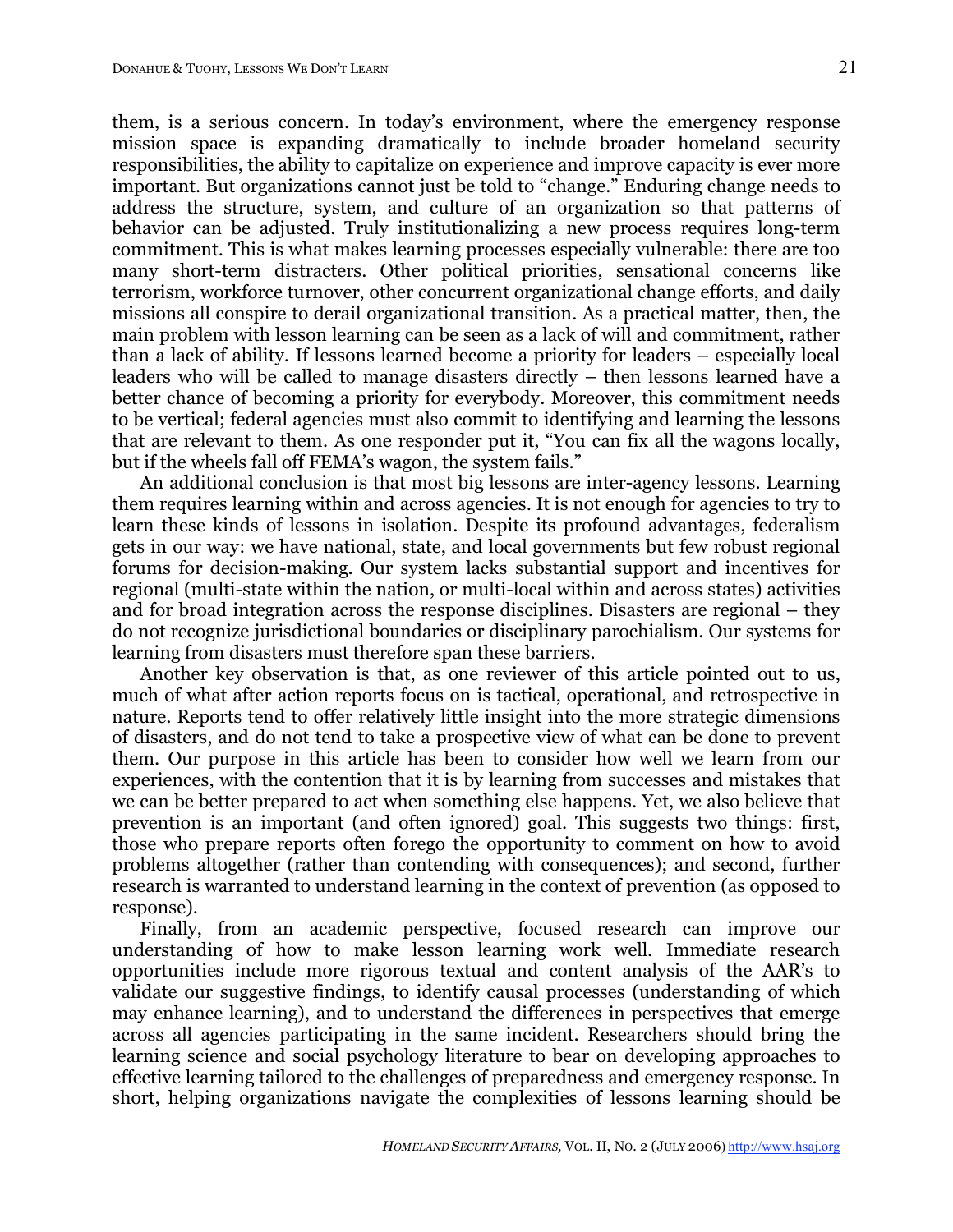them, is a serious concern. In today's environment, where the emergency response mission space is expanding dramatically to include broader homeland security responsibilities, the ability to capitalize on experience and improve capacity is ever more important. But organizations cannot just be told to "change." Enduring change needs to address the structure, system, and culture of an organization so that patterns of behavior can be adjusted. Truly institutionalizing a new process requires long-term commitment. This is what makes learning processes especially vulnerable: there are too many short-term distracters. Other political priorities, sensational concerns like terrorism, workforce turnover, other concurrent organizational change efforts, and daily missions all conspire to derail organizational transition. As a practical matter, then, the main problem with lesson learning can be seen as a lack of will and commitment, rather than a lack of ability. If lessons learned become a priority for leaders – especially local leaders who will be called to manage disasters directly – then lessons learned have a better chance of becoming a priority for everybody. Moreover, this commitment needs to be vertical; federal agencies must also commit to identifying and learning the lessons that are relevant to them. As one responder put it, "You can fix all the wagons locally, but if the wheels fall off FEMA's wagon, the system fails."

An additional conclusion is that most big lessons are inter-agency lessons. Learning them requires learning within and across agencies. It is not enough for agencies to try to learn these kinds of lessons in isolation. Despite its profound advantages, federalism gets in our way: we have national, state, and local governments but few robust regional forums for decision-making. Our system lacks substantial support and incentives for regional (multi-state within the nation, or multi-local within and across states) activities and for broad integration across the response disciplines. Disasters are regional – they do not recognize jurisdictional boundaries or disciplinary parochialism. Our systems for learning from disasters must therefore span these barriers.

Another key observation is that, as one reviewer of this article pointed out to us, much of what after action reports focus on is tactical, operational, and retrospective in nature. Reports tend to offer relatively little insight into the more strategic dimensions of disasters, and do not tend to take a prospective view of what can be done to prevent them. Our purpose in this article has been to consider how well we learn from our experiences, with the contention that it is by learning from successes and mistakes that we can be better prepared to act when something else happens. Yet, we also believe that prevention is an important (and often ignored) goal. This suggests two things: first, those who prepare reports often forego the opportunity to comment on how to avoid problems altogether (rather than contending with consequences); and second, further research is warranted to understand learning in the context of prevention (as opposed to response).

Finally, from an academic perspective, focused research can improve our understanding of how to make lesson learning work well. Immediate research opportunities include more rigorous textual and content analysis of the AAR's to validate our suggestive findings, to identify causal processes (understanding of which may enhance learning), and to understand the differences in perspectives that emerge across all agencies participating in the same incident. Researchers should bring the learning science and social psychology literature to bear on developing approaches to effective learning tailored to the challenges of preparedness and emergency response. In short, helping organizations navigate the complexities of lessons learning should be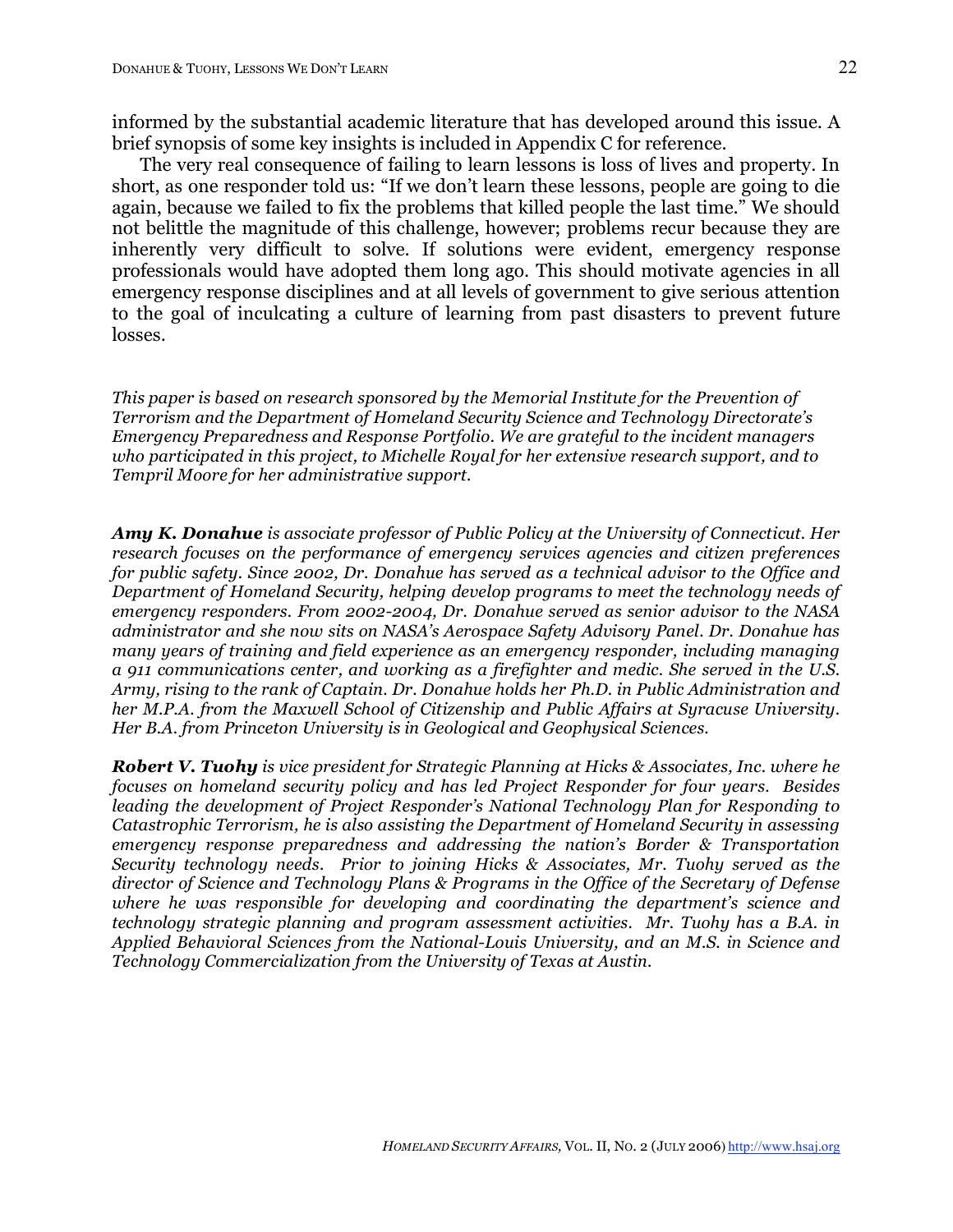informed by the substantial academic literature that has developed around this issue. A brief synopsis of some key insights is included in Appendix C for reference.

The very real consequence of failing to learn lessons is loss of lives and property. In short, as one responder told us: "If we don't learn these lessons, people are going to die again, because we failed to fix the problems that killed people the last time." We should not belittle the magnitude of this challenge, however; problems recur because they are inherently very difficult to solve. If solutions were evident, emergency response professionals would have adopted them long ago. This should motivate agencies in all emergency response disciplines and at all levels of government to give serious attention to the goal of inculcating a culture of learning from past disasters to prevent future losses.

*This paper is based on research sponsored by the Memorial Institute for the Prevention of Terrorism and the Department of Homeland Security Science and Technology Directorate's Emergency Preparedness and Response Portfolio. We are grateful to the incident managers who participated in this project, to Michelle Royal for her extensive research support, and to Tempril Moore for her administrative support.*

***Amy K. Donahue*** *is associate professor of Public Policy at the University of Connecticut. Her research focuses on the performance of emergency services agencies and citizen preferences for public safety. Since 2002, Dr. Donahue has served as a technical advisor to the Office and Department of Homeland Security, helping develop programs to meet the technology needs of emergency responders. From 2002-2004, Dr. Donahue served as senior advisor to the NASA administrator and she now sits on NASA's Aerospace Safety Advisory Panel. Dr. Donahue has many years of training and field experience as an emergency responder, including managing a 911 communications center, and working as a firefighter and medic. She served in the U.S. Army, rising to the rank of Captain. Dr. Donahue holds her Ph.D. in Public Administration and her M.P.A. from the Maxwell School of Citizenship and Public Affairs at Syracuse University. Her B.A. from Princeton University is in Geological and Geophysical Sciences.*

***Robert V. Tuohy*** *is vice president for Strategic Planning at Hicks & Associates, Inc. where he focuses on homeland security policy and has led Project Responder for four years. Besides leading the development of Project Responder's National Technology Plan for Responding to Catastrophic Terrorism, he is also assisting the Department of Homeland Security in assessing emergency response preparedness and addressing the nation's Border & Transportation Security technology needs. Prior to joining Hicks & Associates, Mr. Tuohy served as the director of Science and Technology Plans & Programs in the Office of the Secretary of Defense where he was responsible for developing and coordinating the department's science and technology strategic planning and program assessment activities. Mr. Tuohy has a B.A. in Applied Behavioral Sciences from the National-Louis University, and an M.S. in Science and Technology Commercialization from the University of Texas at Austin.*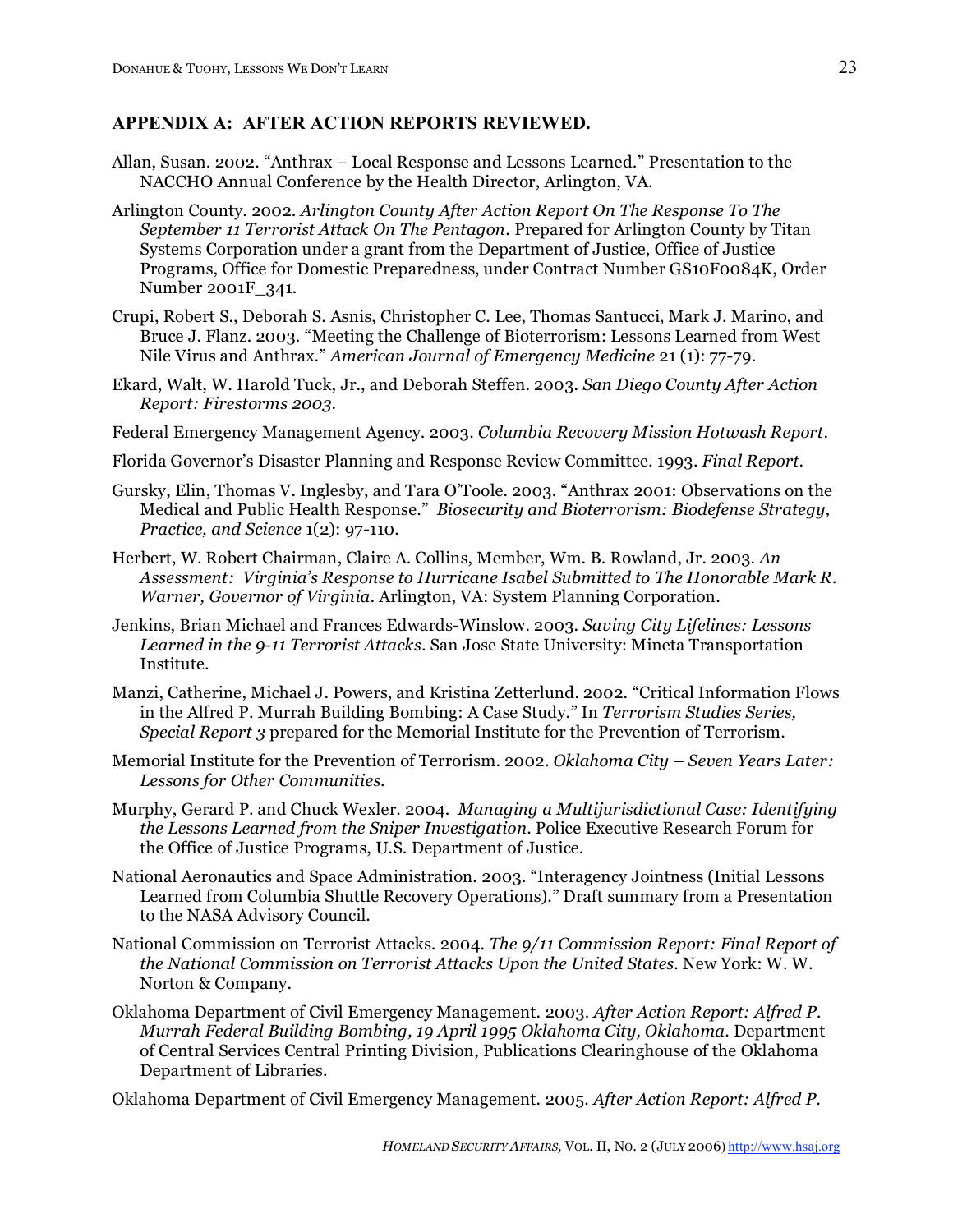## APPENDIX A: AFTER ACTION REPORTS REVIEWED.

Allan, Susan. 2002. "Anthrax – Local Response and Lessons Learned." Presentation to the NACCHO Annual Conference by the Health Director, Arlington, VA.

Arlington County. 2002. *Arlington County After Action Report On The Response To The September 11 Terrorist Attack On The Pentagon*. Prepared for Arlington County by Titan Systems Corporation under a grant from the Department of Justice, Office of Justice Programs, Office for Domestic Preparedness, under Contract Number GS10F0084K, Order Number 2001F_341.

Crupi, Robert S., Deborah S. Asnis, Christopher C. Lee, Thomas Santucci, Mark J. Marino, and Bruce J. Flanz. 2003. "Meeting the Challenge of Bioterrorism: Lessons Learned from West Nile Virus and Anthrax." *American Journal of Emergency Medicine* 21 (1): 77-79.

Ekard, Walt, W. Harold Tuck, Jr., and Deborah Steffen. 2003. *San Diego County After Action Report: Firestorms 2003*.

Federal Emergency Management Agency. 2003. *Columbia Recovery Mission Hotwash Report*.

Florida Governor's Disaster Planning and Response Review Committee. 1993. *Final Report*.

Gursky, Elin, Thomas V. Inglesby, and Tara O'Toole. 2003. "Anthrax 2001: Observations on the Medical and Public Health Response." *Biosecurity and Bioterrorism: Biodefense Strategy, Practice, and Science* 1(2): 97-110.

Herbert, W. Robert Chairman, Claire A. Collins, Member, Wm. B. Rowland, Jr. 2003. *An Assessment: Virginia's Response to Hurricane Isabel Submitted to The Honorable Mark R. Warner, Governor of Virginia*. Arlington, VA: System Planning Corporation.

Jenkins, Brian Michael and Frances Edwards-Winslow. 2003. *Saving City Lifelines: Lessons Learned in the 9-11 Terrorist Attacks*. San Jose State University: Mineta Transportation Institute.

Manzi, Catherine, Michael J. Powers, and Kristina Zetterlund. 2002. "Critical Information Flows in the Alfred P. Murrah Building Bombing: A Case Study." In *Terrorism Studies Series, Special Report 3* prepared for the Memorial Institute for the Prevention of Terrorism.

Memorial Institute for the Prevention of Terrorism. 2002. *Oklahoma City – Seven Years Later: Lessons for Other Communities*.

Murphy, Gerard P. and Chuck Wexler. 2004. *Managing a Multijurisdictional Case: Identifying the Lessons Learned from the Sniper Investigation*. Police Executive Research Forum for the Office of Justice Programs, U.S. Department of Justice.

National Aeronautics and Space Administration. 2003. "Interagency Jointness (Initial Lessons Learned from Columbia Shuttle Recovery Operations)." Draft summary from a Presentation to the NASA Advisory Council.

National Commission on Terrorist Attacks. 2004. *The 9/11 Commission Report: Final Report of the National Commission on Terrorist Attacks Upon the United States*. New York: W. W. Norton & Company.

Oklahoma Department of Civil Emergency Management. 2003. *After Action Report: Alfred P. Murrah Federal Building Bombing, 19 April 1995 Oklahoma City, Oklahoma*. Department of Central Services Central Printing Division, Publications Clearinghouse of the Oklahoma Department of Libraries.

Oklahoma Department of Civil Emergency Management. 2005. *After Action Report: Alfred P.*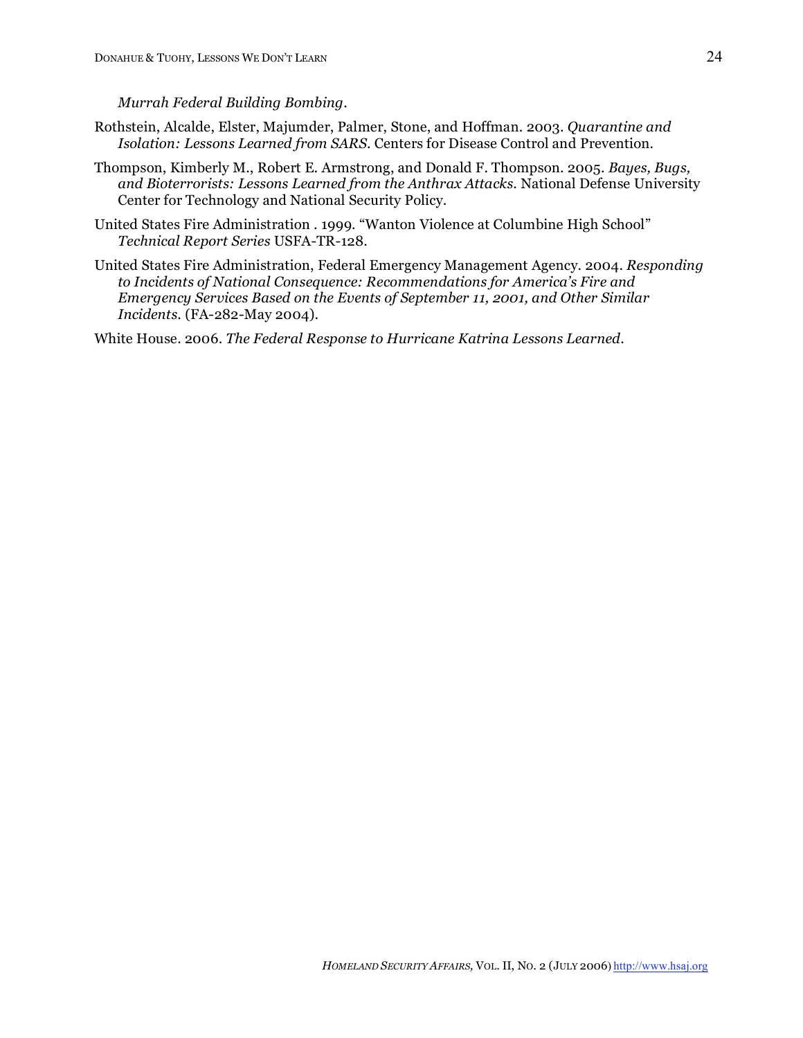*Murrah Federal Building Bombing*.

Rothstein, Alcalde, Elster, Majumder, Palmer, Stone, and Hoffman. 2003. *Quarantine and Isolation: Lessons Learned from SARS*. Centers for Disease Control and Prevention.

Thompson, Kimberly M., Robert E. Armstrong, and Donald F. Thompson. 2005. *Bayes, Bugs, and Bioterrorists: Lessons Learned from the Anthrax Attacks*. National Defense University Center for Technology and National Security Policy.

United States Fire Administration . 1999. "Wanton Violence at Columbine High School" *Technical Report Series* USFA-TR-128.

United States Fire Administration, Federal Emergency Management Agency. 2004. *Responding to Incidents of National Consequence: Recommendations for America's Fire and Emergency Services Based on the Events of September 11, 2001, and Other Similar Incidents*. (FA-282-May 2004).

White House. 2006. *The Federal Response to Hurricane Katrina Lessons Learned*.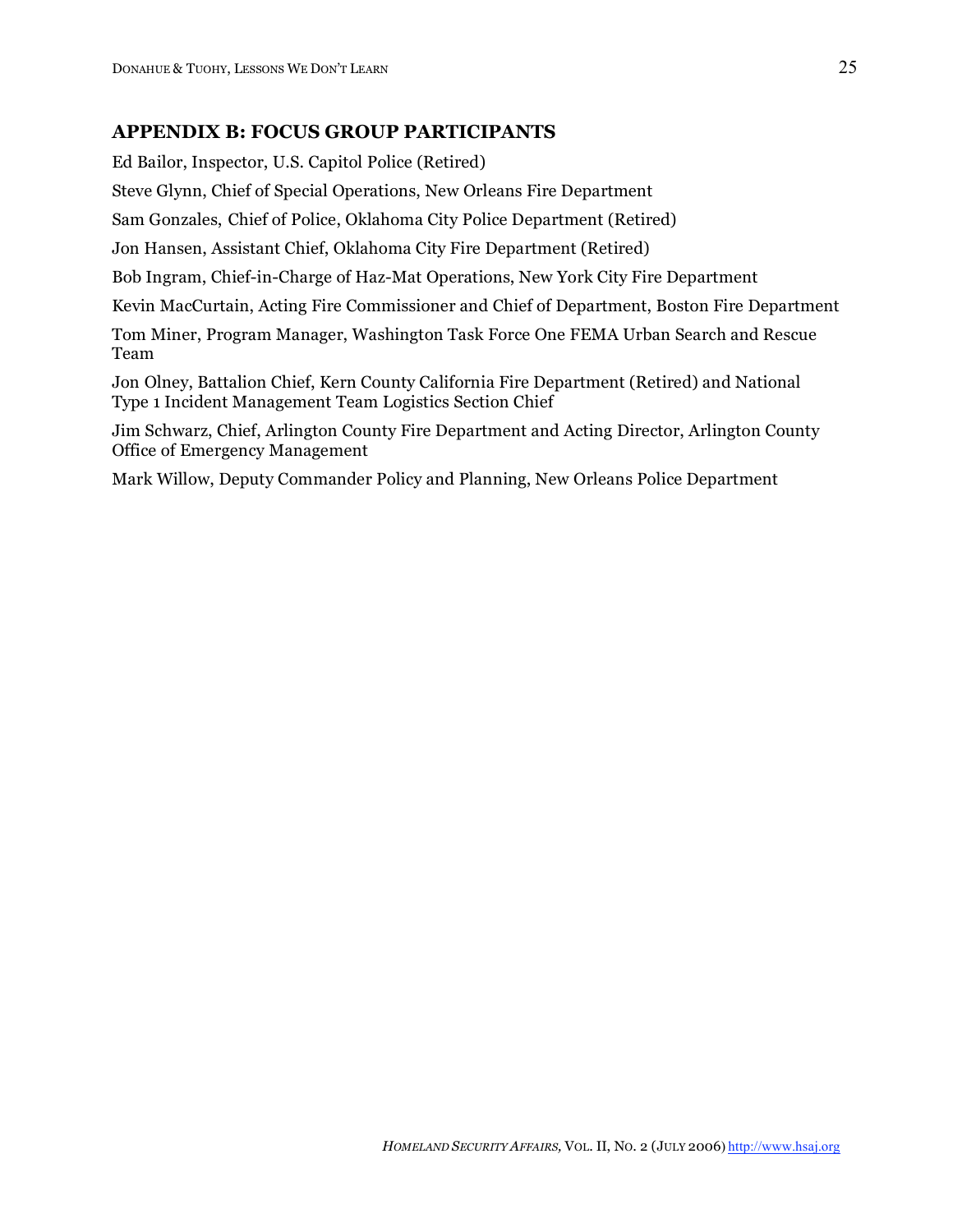## APPENDIX B: FOCUS GROUP PARTICIPANTS

Ed Bailor, Inspector, U.S. Capitol Police (Retired)

Steve Glynn, Chief of Special Operations, New Orleans Fire Department

Sam Gonzales, Chief of Police, Oklahoma City Police Department (Retired)

Jon Hansen, Assistant Chief, Oklahoma City Fire Department (Retired)

Bob Ingram, Chief-in-Charge of Haz-Mat Operations, New York City Fire Department

Kevin MacCurtain, Acting Fire Commissioner and Chief of Department, Boston Fire Department

Tom Miner, Program Manager, Washington Task Force One FEMA Urban Search and Rescue Team

Jon Olney, Battalion Chief, Kern County California Fire Department (Retired) and National Type 1 Incident Management Team Logistics Section Chief

Jim Schwarz, Chief, Arlington County Fire Department and Acting Director, Arlington County Office of Emergency Management

Mark Willow, Deputy Commander Policy and Planning, New Orleans Police Department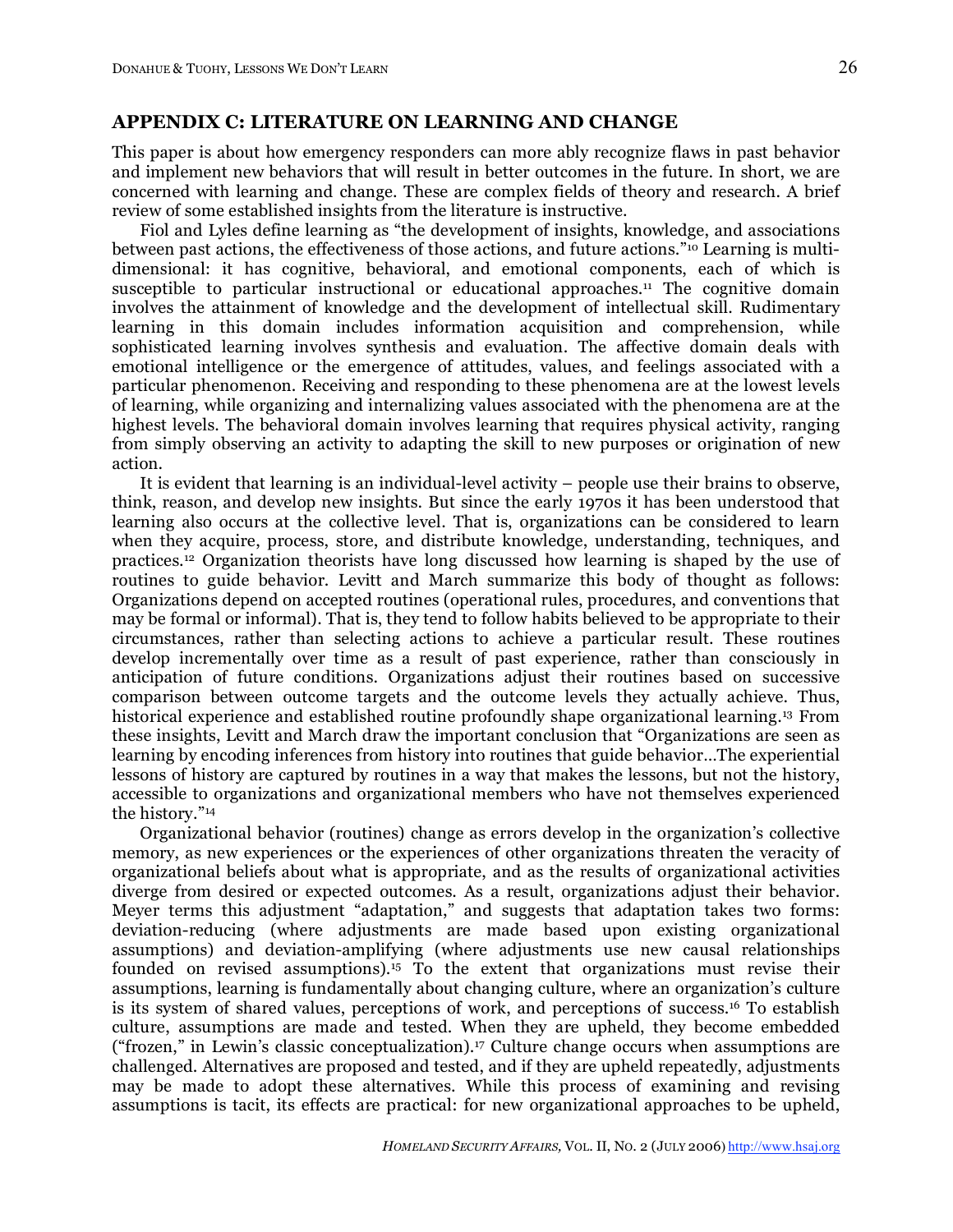## APPENDIX C: LITERATURE ON LEARNING AND CHANGE

This paper is about how emergency responders can more ably recognize flaws in past behavior and implement new behaviors that will result in better outcomes in the future. In short, we are concerned with learning and change. These are complex fields of theory and research. A brief review of some established insights from the literature is instructive.

Fiol and Lyles define learning as "the development of insights, knowledge, and associations between past actions, the effectiveness of those actions, and future actions."[10] Learning is multi-dimensional: it has cognitive, behavioral, and emotional components, each of which is susceptible to particular instructional or educational approaches.[11] The cognitive domain involves the attainment of knowledge and the development of intellectual skill. Rudimentary learning in this domain includes information acquisition and comprehension, while sophisticated learning involves synthesis and evaluation. The affective domain deals with emotional intelligence or the emergence of attitudes, values, and feelings associated with a particular phenomenon. Receiving and responding to these phenomena are at the lowest levels of learning, while organizing and internalizing values associated with the phenomena are at the highest levels. The behavioral domain involves learning that requires physical activity, ranging from simply observing an activity to adapting the skill to new purposes or origination of new action.

It is evident that learning is an individual-level activity – people use their brains to observe, think, reason, and develop new insights. But since the early 1970s it has been understood that learning also occurs at the collective level. That is, organizations can be considered to learn when they acquire, process, store, and distribute knowledge, understanding, techniques, and practices.[12] Organization theorists have long discussed how learning is shaped by the use of routines to guide behavior. Levitt and March summarize this body of thought as follows: Organizations depend on accepted routines (operational rules, procedures, and conventions that may be formal or informal). That is, they tend to follow habits believed to be appropriate to their circumstances, rather than selecting actions to achieve a particular result. These routines develop incrementally over time as a result of past experience, rather than consciously in anticipation of future conditions. Organizations adjust their routines based on successive comparison between outcome targets and the outcome levels they actually achieve. Thus, historical experience and established routine profoundly shape organizational learning.[13] From these insights, Levitt and March draw the important conclusion that "Organizations are seen as learning by encoding inferences from history into routines that guide behavior…The experiential lessons of history are captured by routines in a way that makes the lessons, but not the history, accessible to organizations and organizational members who have not themselves experienced the history."[14]

Organizational behavior (routines) change as errors develop in the organization's collective memory, as new experiences or the experiences of other organizations threaten the veracity of organizational beliefs about what is appropriate, and as the results of organizational activities diverge from desired or expected outcomes. As a result, organizations adjust their behavior. Meyer terms this adjustment "adaptation," and suggests that adaptation takes two forms: deviation-reducing (where adjustments are made based upon existing organizational assumptions) and deviation-amplifying (where adjustments use new causal relationships founded on revised assumptions).[15] To the extent that organizations must revise their assumptions, learning is fundamentally about changing culture, where an organization's culture is its system of shared values, perceptions of work, and perceptions of success.[16] To establish culture, assumptions are made and tested. When they are upheld, they become embedded ("frozen," in Lewin's classic conceptualization).[17] Culture change occurs when assumptions are challenged. Alternatives are proposed and tested, and if they are upheld repeatedly, adjustments may be made to adopt these alternatives. While this process of examining and revising assumptions is tacit, its effects are practical: for new organizational approaches to be upheld,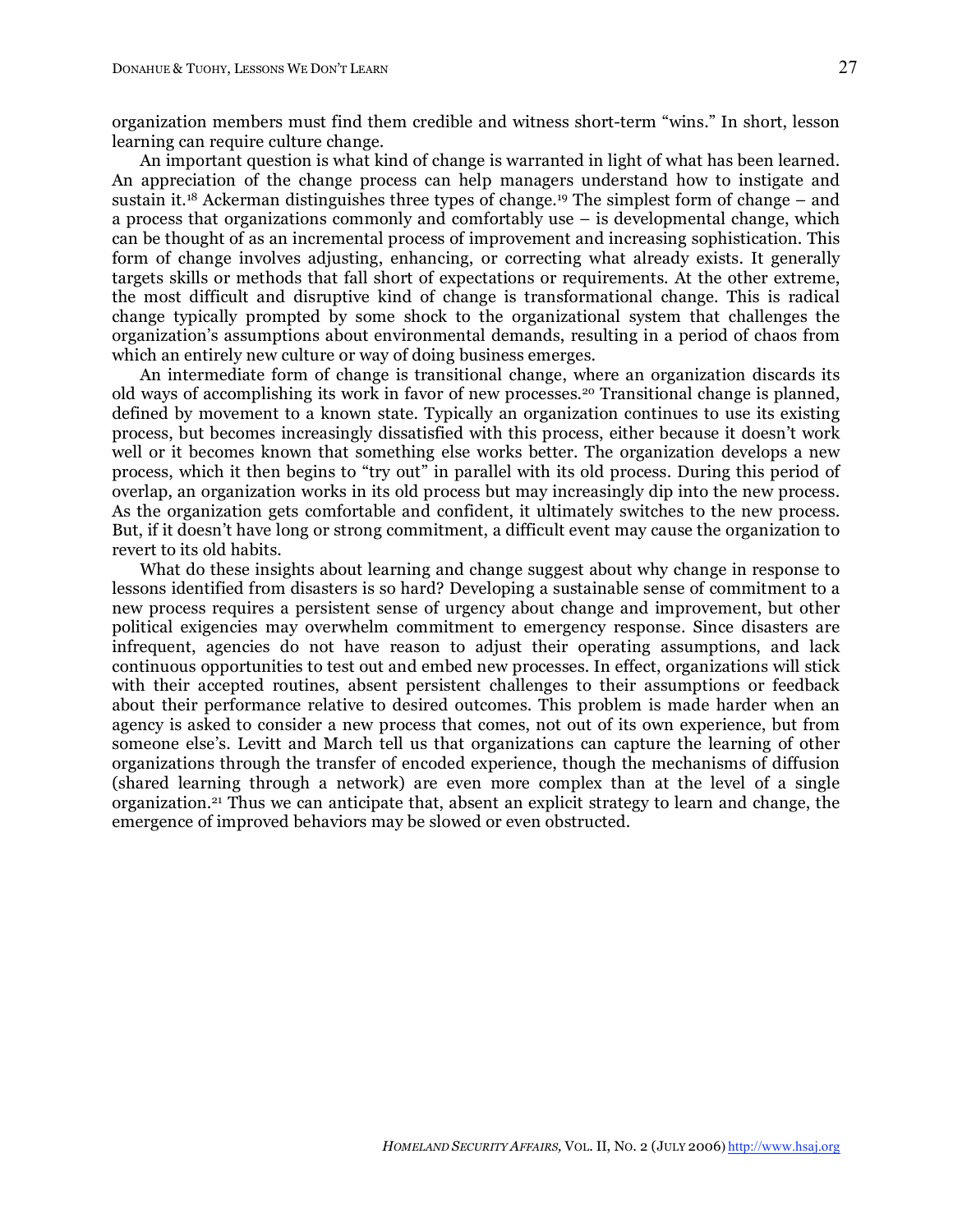organization members must find them credible and witness short-term "wins." In short, lesson learning can require culture change.

An important question is what kind of change is warranted in light of what has been learned. An appreciation of the change process can help managers understand how to instigate and sustain it.[18] Ackerman distinguishes three types of change.[19] The simplest form of change – and a process that organizations commonly and comfortably use – is developmental change, which can be thought of as an incremental process of improvement and increasing sophistication. This form of change involves adjusting, enhancing, or correcting what already exists. It generally targets skills or methods that fall short of expectations or requirements. At the other extreme, the most difficult and disruptive kind of change is transformational change. This is radical change typically prompted by some shock to the organizational system that challenges the organization's assumptions about environmental demands, resulting in a period of chaos from which an entirely new culture or way of doing business emerges.

An intermediate form of change is transitional change, where an organization discards its old ways of accomplishing its work in favor of new processes.[20] Transitional change is planned, defined by movement to a known state. Typically an organization continues to use its existing process, but becomes increasingly dissatisfied with this process, either because it doesn't work well or it becomes known that something else works better. The organization develops a new process, which it then begins to "try out" in parallel with its old process. During this period of overlap, an organization works in its old process but may increasingly dip into the new process. As the organization gets comfortable and confident, it ultimately switches to the new process. But, if it doesn't have long or strong commitment, a difficult event may cause the organization to revert to its old habits.

What do these insights about learning and change suggest about why change in response to lessons identified from disasters is so hard? Developing a sustainable sense of commitment to a new process requires a persistent sense of urgency about change and improvement, but other political exigencies may overwhelm commitment to emergency response. Since disasters are infrequent, agencies do not have reason to adjust their operating assumptions, and lack continuous opportunities to test out and embed new processes. In effect, organizations will stick with their accepted routines, absent persistent challenges to their assumptions or feedback about their performance relative to desired outcomes. This problem is made harder when an agency is asked to consider a new process that comes, not out of its own experience, but from someone else's. Levitt and March tell us that organizations can capture the learning of other organizations through the transfer of encoded experience, though the mechanisms of diffusion (shared learning through a network) are even more complex than at the level of a single organization.[21] Thus we can anticipate that, absent an explicit strategy to learn and change, the emergence of improved behaviors may be slowed or even obstructed.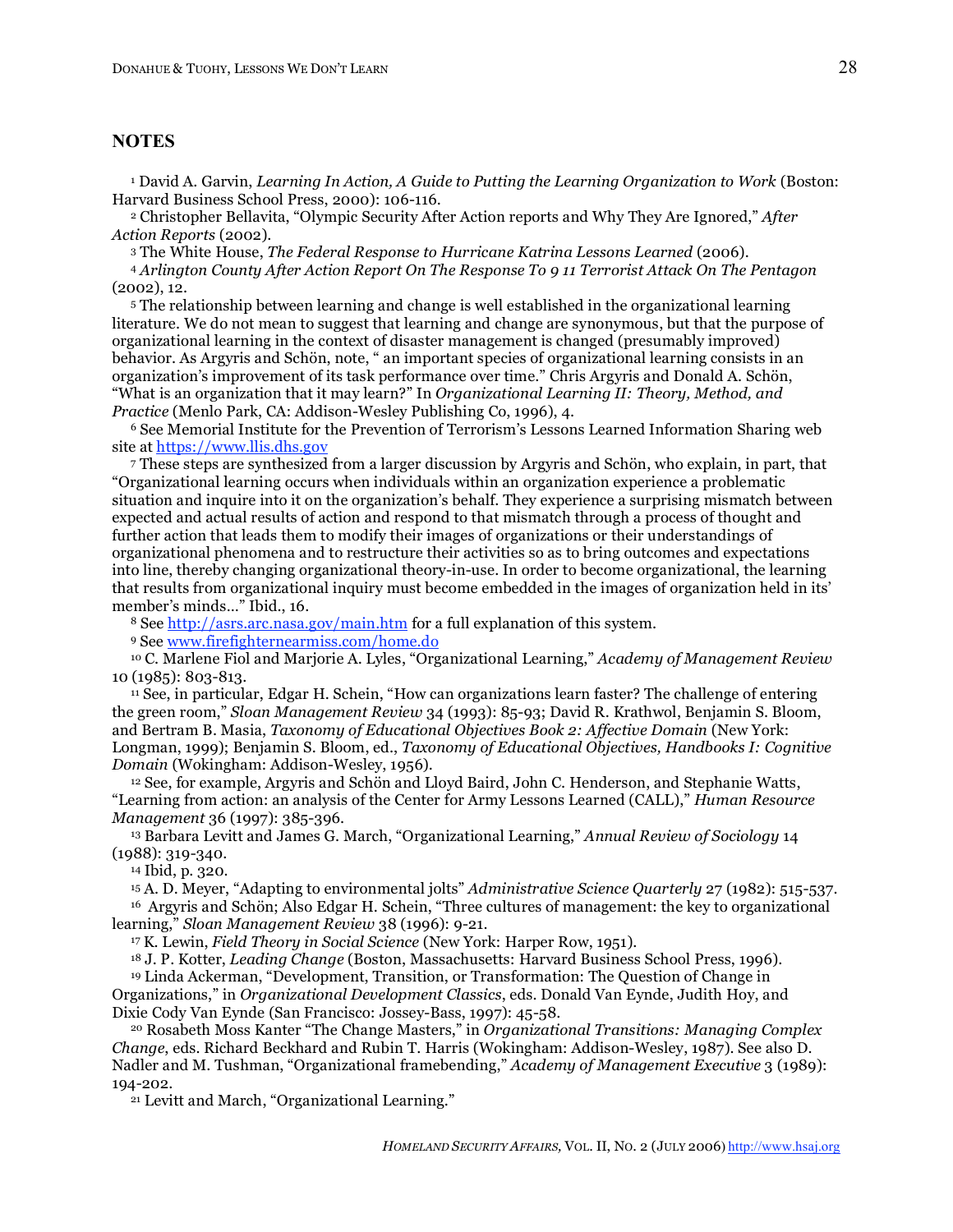## NOTES

[1] David A. Garvin, *Learning In Action, A Guide to Putting the Learning Organization to Work* (Boston: Harvard Business School Press, 2000): 106-116.

[2] Christopher Bellavita, "Olympic Security After Action reports and Why They Are Ignored," *After Action Reports* (2002).

[3] The White House, *The Federal Response to Hurricane Katrina Lessons Learned* (2006).

[4] *Arlington County After Action Report On The Response To 9 11 Terrorist Attack On The Pentagon* (2002), 12.

[5] The relationship between learning and change is well established in the organizational learning literature. We do not mean to suggest that learning and change are synonymous, but that the purpose of organizational learning in the context of disaster management is changed (presumably improved) behavior. As Argyris and Schön, note, " an important species of organizational learning consists in an organization's improvement of its task performance over time." Chris Argyris and Donald A. Schön, "What is an organization that it may learn?" In *Organizational Learning II: Theory, Method, and Practice* (Menlo Park, CA: Addison-Wesley Publishing Co, 1996), 4.

[6] See Memorial Institute for the Prevention of Terrorism's Lessons Learned Information Sharing web site at https://www.llis.dhs.gov

[7] These steps are synthesized from a larger discussion by Argyris and Schön, who explain, in part, that "Organizational learning occurs when individuals within an organization experience a problematic situation and inquire into it on the organization's behalf. They experience a surprising mismatch between expected and actual results of action and respond to that mismatch through a process of thought and further action that leads them to modify their images of organizations or their understandings of organizational phenomena and to restructure their activities so as to bring outcomes and expectations into line, thereby changing organizational theory-in-use. In order to become organizational, the learning that results from organizational inquiry must become embedded in the images of organization held in its' member's minds..." Ibid., 16.

[8] See http://asrs.arc.nasa.gov/main.htm for a full explanation of this system.

[9] See www.firefighternearmiss.com/home.do

[10] C. Marlene Fiol and Marjorie A. Lyles, "Organizational Learning," *Academy of Management Review* 10 (1985): 803-813.

[11] See, in particular, Edgar H. Schein, "How can organizations learn faster? The challenge of entering the green room," *Sloan Management Review* 34 (1993): 85-93; David R. Krathwol, Benjamin S. Bloom, and Bertram B. Masia, *Taxonomy of Educational Objectives Book 2: Affective Domain* (New York: Longman, 1999); Benjamin S. Bloom, ed., *Taxonomy of Educational Objectives, Handbooks I: Cognitive Domain* (Wokingham: Addison-Wesley, 1956).

[12] See, for example, Argyris and Schön and Lloyd Baird, John C. Henderson, and Stephanie Watts, "Learning from action: an analysis of the Center for Army Lessons Learned (CALL)," *Human Resource Management* 36 (1997): 385-396.

[13] Barbara Levitt and James G. March, "Organizational Learning," *Annual Review of Sociology* 14 (1988): 319-340.

[14] Ibid, p. 320.

[15] A. D. Meyer, "Adapting to environmental jolts" *Administrative Science Quarterly* 27 (1982): 515-537.

[16] Argyris and Schön; Also Edgar H. Schein, "Three cultures of management: the key to organizational learning," *Sloan Management Review* 38 (1996): 9-21.

[17] K. Lewin, *Field Theory in Social Science* (New York: Harper Row, 1951).

[18] J. P. Kotter, *Leading Change* (Boston, Massachusetts: Harvard Business School Press, 1996).

[19] Linda Ackerman, "Development, Transition, or Transformation: The Question of Change in Organizations," in *Organizational Development Classics*, eds. Donald Van Eynde, Judith Hoy, and Dixie Cody Van Eynde (San Francisco: Jossey-Bass, 1997): 45-58.

[20] Rosabeth Moss Kanter "The Change Masters," in *Organizational Transitions: Managing Complex Change*, eds. Richard Beckhard and Rubin T. Harris (Wokingham: Addison-Wesley, 1987). See also D. Nadler and M. Tushman, "Organizational framebending," *Academy of Management Executive* 3 (1989): 194-202.

[21] Levitt and March, "Organizational Learning."